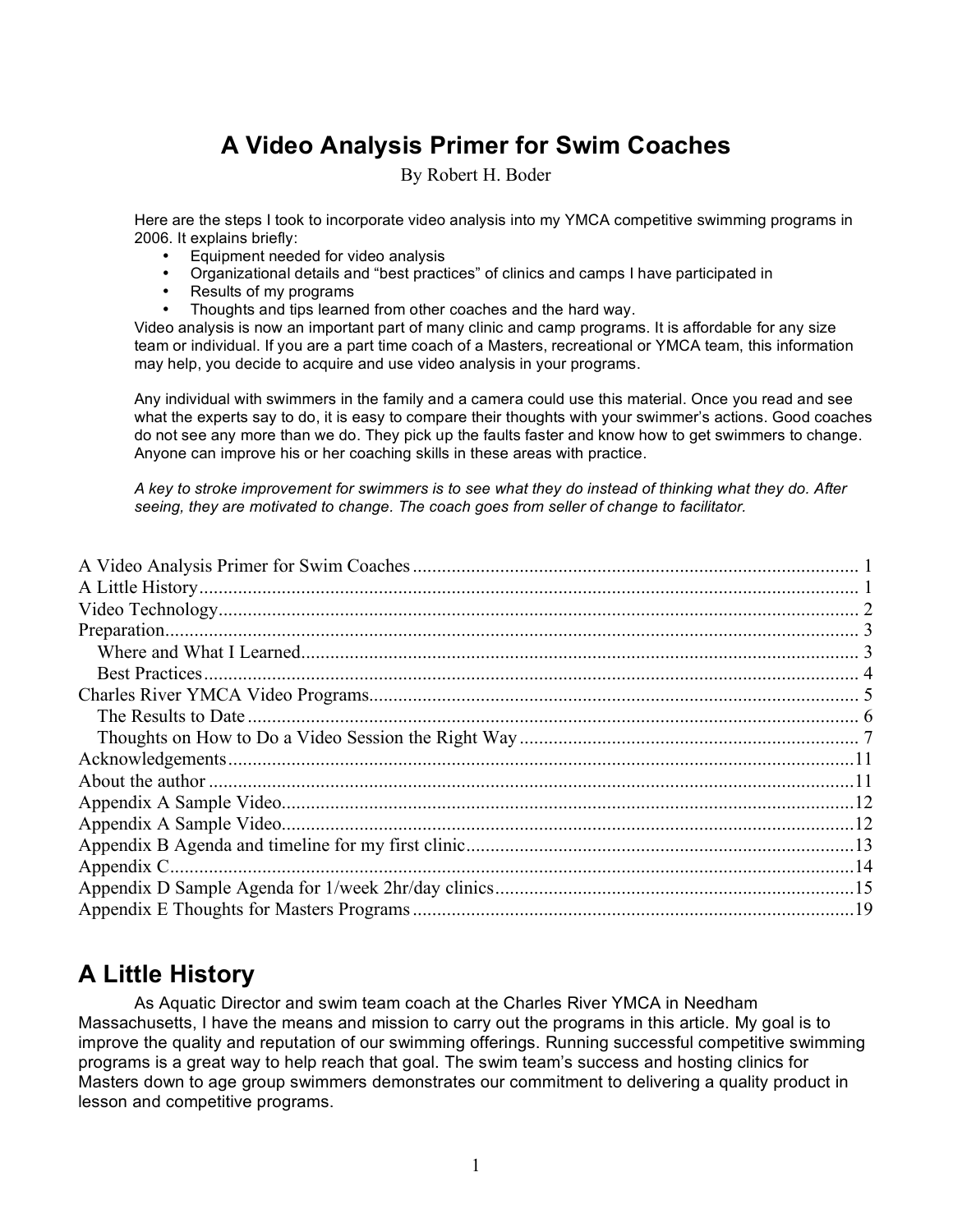# A Video Analysis Primer for Swim Coaches

By Robert H. Boder

Here are the steps I took to incorporate video analysis into my YMCA competitive swimming programs in 2006. It explains briefly:

- Equipment needed for video analysis
- Organizational details and "best practices" of clinics and camps I have participated in
- Results of my programs
- Thoughts and tips learned from other coaches and the hard way.

Video analysis is now an important part of many clinic and camp programs. It is affordable for any size team or individual. If you are a part time coach of a Masters, recreational or YMCA team, this information may help, you decide to acquire and use video analysis in your programs.

Any individual with swimmers in the family and a camera could use this material. Once you read and see what the experts say to do, it is easy to compare their thoughts with your swimmer's actions. Good coaches do not see any more than we do. They pick up the faults faster and know how to get swimmers to change. Anyone can improve his or her coaching skills in these areas with practice.

*A key to stroke improvement for swimmers is to see what they do instead of thinking what they do. After seeing, they are motivated to change. The coach goes from seller of change to facilitator.*

A Video Analysis Primer for Swim Coaches ........ 1
A Little History ........ 1
Video Technology ........ 2
Preparation ........ 3
  Where and What I Learned ........ 3
  Best Practices ........ 4
Charles River YMCA Video Programs ........ 5
  The Results to Date ........ 6
  Thoughts on How to Do a Video Session the Right Way ........ 7
Acknowledgements ........ 11
About the author ........ 11
Appendix A Sample Video ........ 12
Appendix A Sample Video ........ 12
Appendix B Agenda and timeline for my first clinic ........ 13
Appendix C ........ 14
Appendix D Sample Agenda for 1/week 2hr/day clinics ........ 15
Appendix E Thoughts for Masters Programs ........ 19

## A Little History

As Aquatic Director and swim team coach at the Charles River YMCA in Needham Massachusetts, I have the means and mission to carry out the programs in this article. My goal is to improve the quality and reputation of our swimming offerings. Running successful competitive swimming programs is a great way to help reach that goal. The swim team's success and hosting clinics for Masters down to age group swimmers demonstrates our commitment to delivering a quality product in lesson and competitive programs.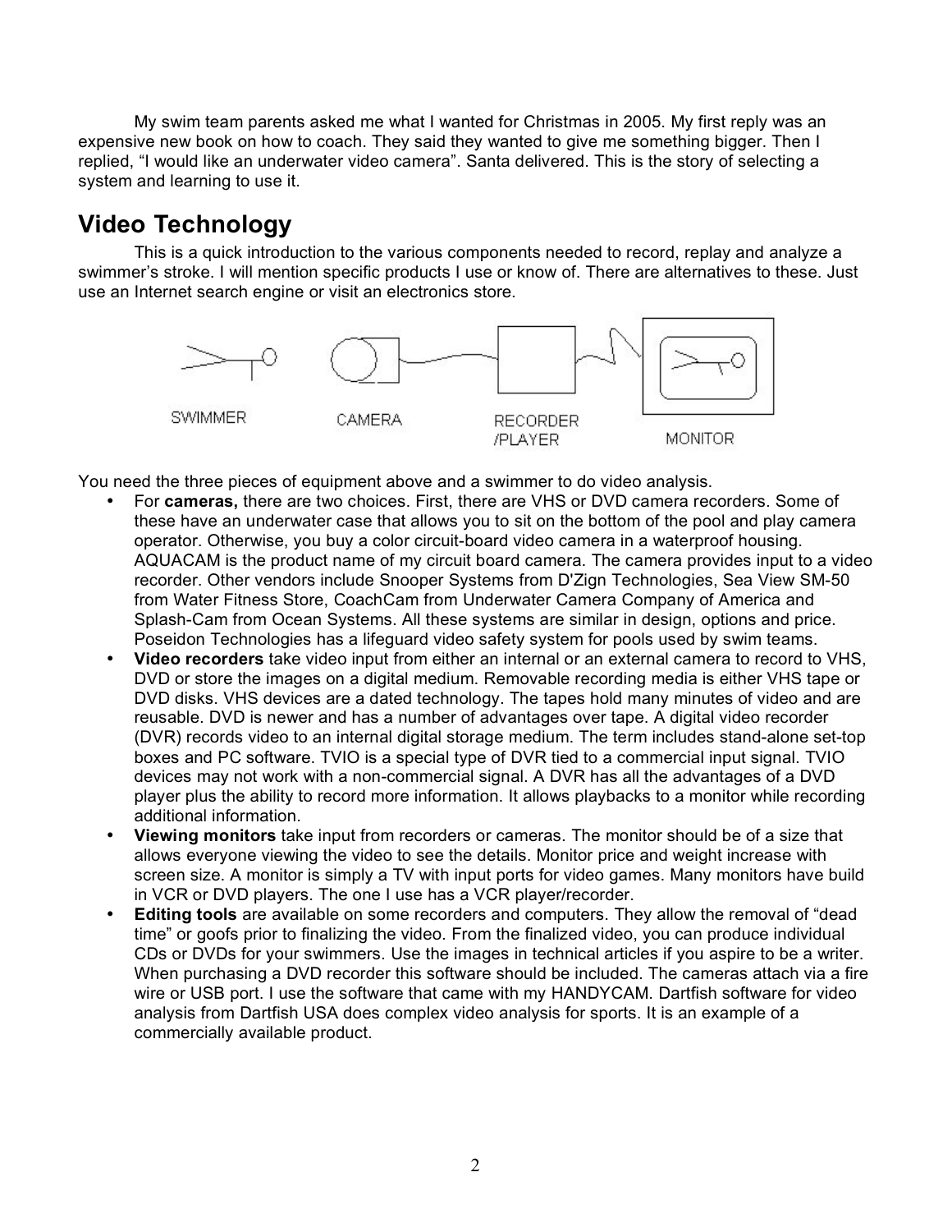My swim team parents asked me what I wanted for Christmas in 2005. My first reply was an expensive new book on how to coach. They said they wanted to give me something bigger. Then I replied, "I would like an underwater video camera". Santa delivered. This is the story of selecting a system and learning to use it.

## Video Technology

This is a quick introduction to the various components needed to record, replay and analyze a swimmer's stroke. I will mention specific products I use or know of. There are alternatives to these. Just use an Internet search engine or visit an electronics store.

SWIMMER CAMERA RECORDER /PLAYER MONITOR

You need the three pieces of equipment above and a swimmer to do video analysis.

- For **cameras,** there are two choices. First, there are VHS or DVD camera recorders. Some of these have an underwater case that allows you to sit on the bottom of the pool and play camera operator. Otherwise, you buy a color circuit-board video camera in a waterproof housing. AQUACAM is the product name of my circuit board camera. The camera provides input to a video recorder. Other vendors include Snooper Systems from D'Zign Technologies, Sea View SM-50 from Water Fitness Store, CoachCam from Underwater Camera Company of America and Splash-Cam from Ocean Systems. All these systems are similar in design, options and price. Poseidon Technologies has a lifeguard video safety system for pools used by swim teams.
- **Video recorders** take video input from either an internal or an external camera to record to VHS, DVD or store the images on a digital medium. Removable recording media is either VHS tape or DVD disks. VHS devices are a dated technology. The tapes hold many minutes of video and are reusable. DVD is newer and has a number of advantages over tape. A digital video recorder (DVR) records video to an internal digital storage medium. The term includes stand-alone set-top boxes and PC software. TVIO is a special type of DVR tied to a commercial input signal. TVIO devices may not work with a non-commercial signal. A DVR has all the advantages of a DVD player plus the ability to record more information. It allows playbacks to a monitor while recording additional information.
- **Viewing monitors** take input from recorders or cameras. The monitor should be of a size that allows everyone viewing the video to see the details. Monitor price and weight increase with screen size. A monitor is simply a TV with input ports for video games. Many monitors have build in VCR or DVD players. The one I use has a VCR player/recorder.
- **Editing tools** are available on some recorders and computers. They allow the removal of "dead time" or goofs prior to finalizing the video. From the finalized video, you can produce individual CDs or DVDs for your swimmers. Use the images in technical articles if you aspire to be a writer. When purchasing a DVD recorder this software should be included. The cameras attach via a fire wire or USB port. I use the software that came with my HANDYCAM. Dartfish software for video analysis from Dartfish USA does complex video analysis for sports. It is an example of a commercially available product.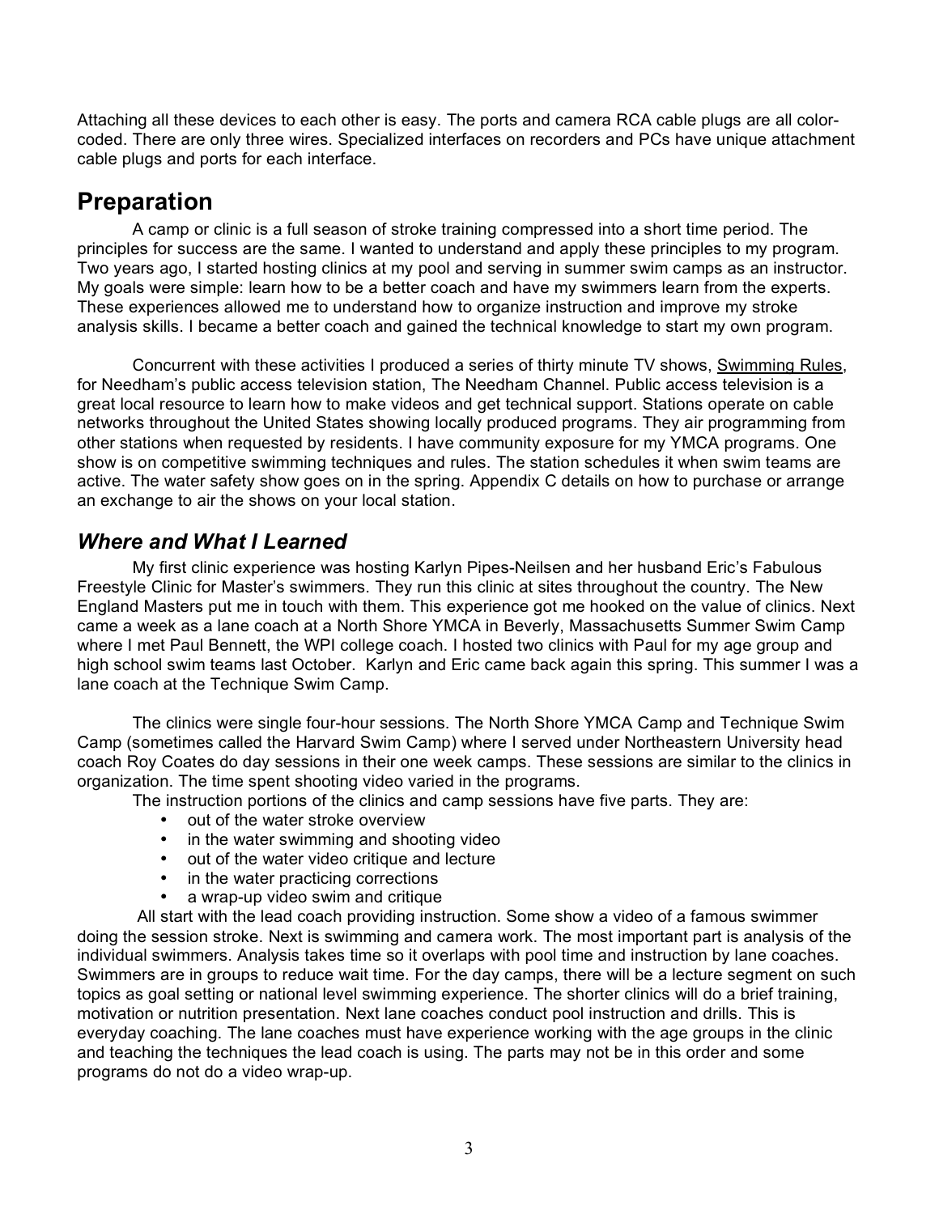Attaching all these devices to each other is easy. The ports and camera RCA cable plugs are all color-coded. There are only three wires. Specialized interfaces on recorders and PCs have unique attachment cable plugs and ports for each interface.

# Preparation

A camp or clinic is a full season of stroke training compressed into a short time period. The principles for success are the same. I wanted to understand and apply these principles to my program. Two years ago, I started hosting clinics at my pool and serving in summer swim camps as an instructor. My goals were simple: learn how to be a better coach and have my swimmers learn from the experts. These experiences allowed me to understand how to organize instruction and improve my stroke analysis skills. I became a better coach and gained the technical knowledge to start my own program.

Concurrent with these activities I produced a series of thirty minute TV shows, Swimming Rules, for Needham's public access television station, The Needham Channel. Public access television is a great local resource to learn how to make videos and get technical support. Stations operate on cable networks throughout the United States showing locally produced programs. They air programming from other stations when requested by residents. I have community exposure for my YMCA programs. One show is on competitive swimming techniques and rules. The station schedules it when swim teams are active. The water safety show goes on in the spring. Appendix C details on how to purchase or arrange an exchange to air the shows on your local station.

## *Where and What I Learned*

My first clinic experience was hosting Karlyn Pipes-Neilsen and her husband Eric's Fabulous Freestyle Clinic for Master's swimmers. They run this clinic at sites throughout the country. The New England Masters put me in touch with them. This experience got me hooked on the value of clinics. Next came a week as a lane coach at a North Shore YMCA in Beverly, Massachusetts Summer Swim Camp where I met Paul Bennett, the WPI college coach. I hosted two clinics with Paul for my age group and high school swim teams last October. Karlyn and Eric came back again this spring. This summer I was a lane coach at the Technique Swim Camp.

The clinics were single four-hour sessions. The North Shore YMCA Camp and Technique Swim Camp (sometimes called the Harvard Swim Camp) where I served under Northeastern University head coach Roy Coates do day sessions in their one week camps. These sessions are similar to the clinics in organization. The time spent shooting video varied in the programs.

The instruction portions of the clinics and camp sessions have five parts. They are:

- out of the water stroke overview
- in the water swimming and shooting video
- out of the water video critique and lecture
- in the water practicing corrections
- a wrap-up video swim and critique

All start with the lead coach providing instruction. Some show a video of a famous swimmer doing the session stroke. Next is swimming and camera work. The most important part is analysis of the individual swimmers. Analysis takes time so it overlaps with pool time and instruction by lane coaches. Swimmers are in groups to reduce wait time. For the day camps, there will be a lecture segment on such topics as goal setting or national level swimming experience. The shorter clinics will do a brief training, motivation or nutrition presentation. Next lane coaches conduct pool instruction and drills. This is everyday coaching. The lane coaches must have experience working with the age groups in the clinic and teaching the techniques the lead coach is using. The parts may not be in this order and some programs do not do a video wrap-up.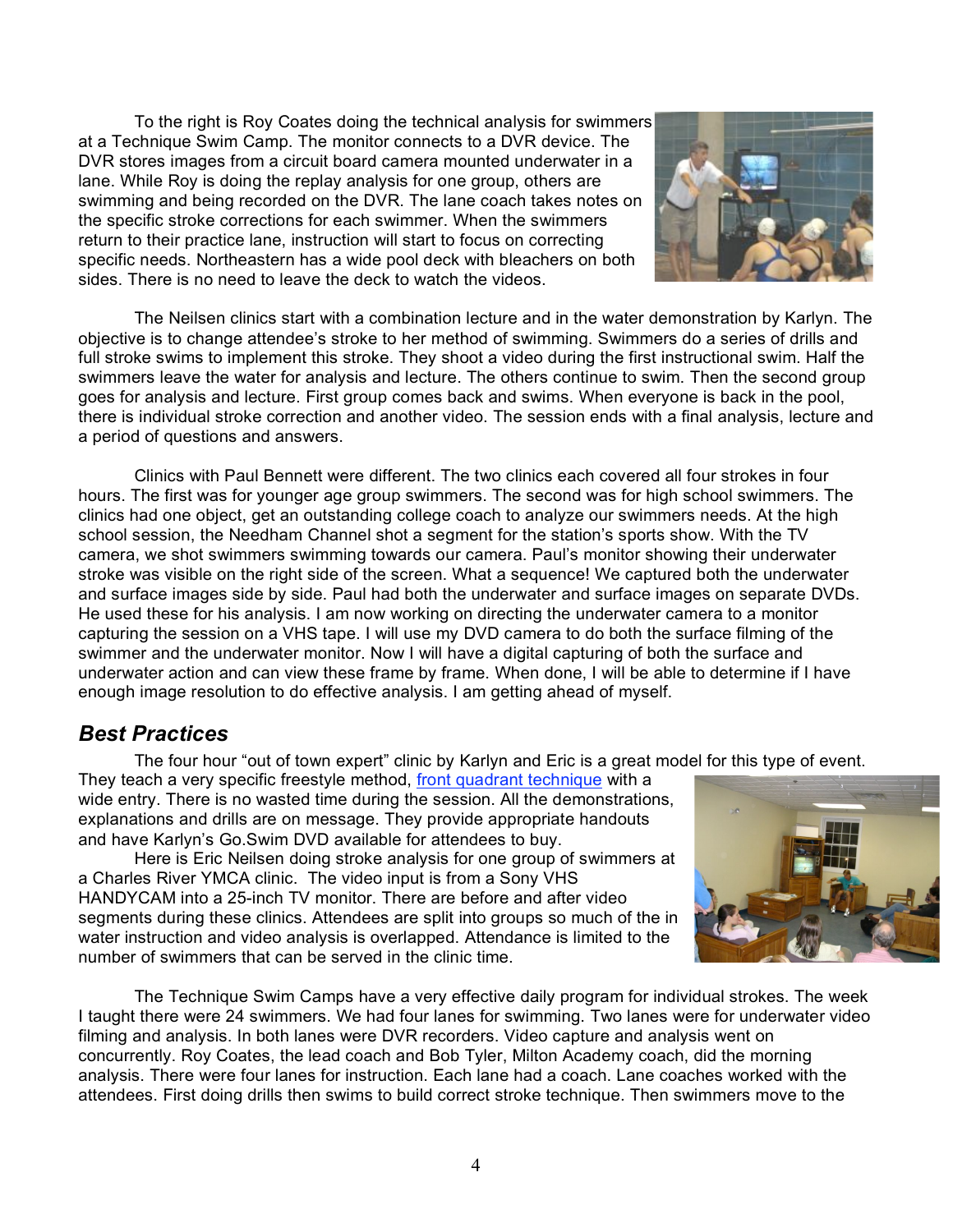To the right is Roy Coates doing the technical analysis for swimmers at a Technique Swim Camp. The monitor connects to a DVR device. The DVR stores images from a circuit board camera mounted underwater in a lane. While Roy is doing the replay analysis for one group, others are swimming and being recorded on the DVR. The lane coach takes notes on the specific stroke corrections for each swimmer. When the swimmers return to their practice lane, instruction will start to focus on correcting specific needs. Northeastern has a wide pool deck with bleachers on both sides. There is no need to leave the deck to watch the videos.

The Neilsen clinics start with a combination lecture and in the water demonstration by Karlyn. The objective is to change attendee's stroke to her method of swimming. Swimmers do a series of drills and full stroke swims to implement this stroke. They shoot a video during the first instructional swim. Half the swimmers leave the water for analysis and lecture. The others continue to swim. Then the second group goes for analysis and lecture. First group comes back and swims. When everyone is back in the pool, there is individual stroke correction and another video. The session ends with a final analysis, lecture and a period of questions and answers.

Clinics with Paul Bennett were different. The two clinics each covered all four strokes in four hours. The first was for younger age group swimmers. The second was for high school swimmers. The clinics had one object, get an outstanding college coach to analyze our swimmers needs. At the high school session, the Needham Channel shot a segment for the station's sports show. With the TV camera, we shot swimmers swimming towards our camera. Paul's monitor showing their underwater stroke was visible on the right side of the screen. What a sequence! We captured both the underwater and surface images side by side. Paul had both the underwater and surface images on separate DVDs. He used these for his analysis. I am now working on directing the underwater camera to a monitor capturing the session on a VHS tape. I will use my DVD camera to do both the surface filming of the swimmer and the underwater monitor. Now I will have a digital capturing of both the surface and underwater action and can view these frame by frame. When done, I will be able to determine if I have enough image resolution to do effective analysis. I am getting ahead of myself.

## *Best Practices*

The four hour "out of town expert" clinic by Karlyn and Eric is a great model for this type of event. They teach a very specific freestyle method, [front quadrant technique]() with a wide entry. There is no wasted time during the session. All the demonstrations, explanations and drills are on message. They provide appropriate handouts and have Karlyn's Go.Swim DVD available for attendees to buy.

Here is Eric Neilsen doing stroke analysis for one group of swimmers at a Charles River YMCA clinic. The video input is from a Sony VHS HANDYCAM into a 25-inch TV monitor. There are before and after video segments during these clinics. Attendees are split into groups so much of the in water instruction and video analysis is overlapped. Attendance is limited to the number of swimmers that can be served in the clinic time.

The Technique Swim Camps have a very effective daily program for individual strokes. The week I taught there were 24 swimmers. We had four lanes for swimming. Two lanes were for underwater video filming and analysis. In both lanes were DVR recorders. Video capture and analysis went on concurrently. Roy Coates, the lead coach and Bob Tyler, Milton Academy coach, did the morning analysis. There were four lanes for instruction. Each lane had a coach. Lane coaches worked with the attendees. First doing drills then swims to build correct stroke technique. Then swimmers move to the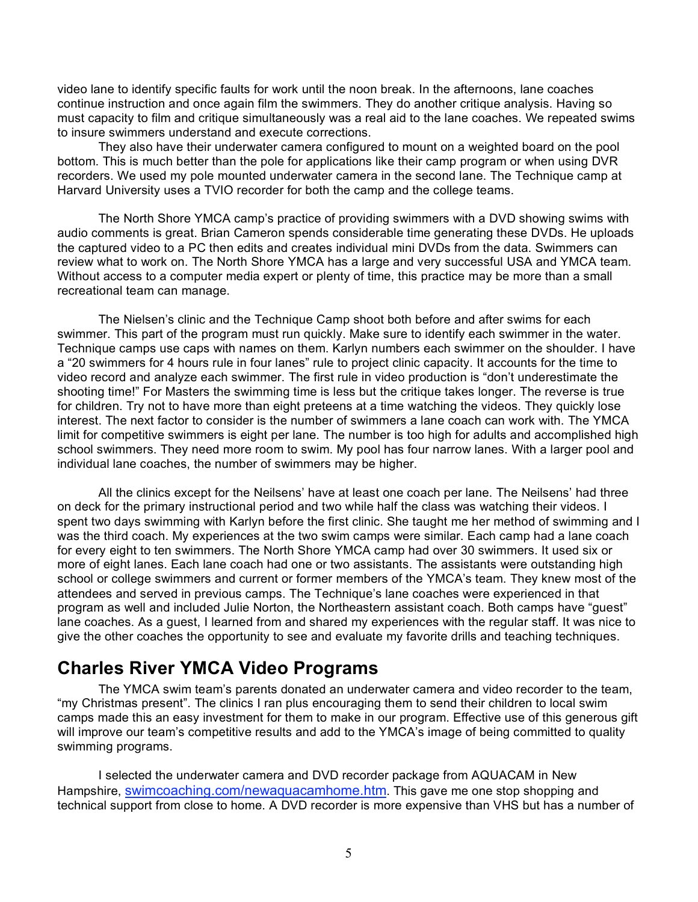video lane to identify specific faults for work until the noon break. In the afternoons, lane coaches continue instruction and once again film the swimmers. They do another critique analysis. Having so must capacity to film and critique simultaneously was a real aid to the lane coaches. We repeated swims to insure swimmers understand and execute corrections.

They also have their underwater camera configured to mount on a weighted board on the pool bottom. This is much better than the pole for applications like their camp program or when using DVR recorders. We used my pole mounted underwater camera in the second lane. The Technique camp at Harvard University uses a TVIO recorder for both the camp and the college teams.

The North Shore YMCA camp's practice of providing swimmers with a DVD showing swims with audio comments is great. Brian Cameron spends considerable time generating these DVDs. He uploads the captured video to a PC then edits and creates individual mini DVDs from the data. Swimmers can review what to work on. The North Shore YMCA has a large and very successful USA and YMCA team. Without access to a computer media expert or plenty of time, this practice may be more than a small recreational team can manage.

The Nielsen's clinic and the Technique Camp shoot both before and after swims for each swimmer. This part of the program must run quickly. Make sure to identify each swimmer in the water. Technique camps use caps with names on them. Karlyn numbers each swimmer on the shoulder. I have a "20 swimmers for 4 hours rule in four lanes" rule to project clinic capacity. It accounts for the time to video record and analyze each swimmer. The first rule in video production is "don't underestimate the shooting time!" For Masters the swimming time is less but the critique takes longer. The reverse is true for children. Try not to have more than eight preteens at a time watching the videos. They quickly lose interest. The next factor to consider is the number of swimmers a lane coach can work with. The YMCA limit for competitive swimmers is eight per lane. The number is too high for adults and accomplished high school swimmers. They need more room to swim. My pool has four narrow lanes. With a larger pool and individual lane coaches, the number of swimmers may be higher.

All the clinics except for the Neilsens' have at least one coach per lane. The Neilsens' had three on deck for the primary instructional period and two while half the class was watching their videos. I spent two days swimming with Karlyn before the first clinic. She taught me her method of swimming and I was the third coach. My experiences at the two swim camps were similar. Each camp had a lane coach for every eight to ten swimmers. The North Shore YMCA camp had over 30 swimmers. It used six or more of eight lanes. Each lane coach had one or two assistants. The assistants were outstanding high school or college swimmers and current or former members of the YMCA's team. They knew most of the attendees and served in previous camps. The Technique's lane coaches were experienced in that program as well and included Julie Norton, the Northeastern assistant coach. Both camps have "guest" lane coaches. As a guest, I learned from and shared my experiences with the regular staff. It was nice to give the other coaches the opportunity to see and evaluate my favorite drills and teaching techniques.

## Charles River YMCA Video Programs

The YMCA swim team's parents donated an underwater camera and video recorder to the team, "my Christmas present". The clinics I ran plus encouraging them to send their children to local swim camps made this an easy investment for them to make in our program. Effective use of this generous gift will improve our team's competitive results and add to the YMCA's image of being committed to quality swimming programs.

I selected the underwater camera and DVD recorder package from AQUACAM in New Hampshire, swimcoaching.com/newaquacamhome.htm. This gave me one stop shopping and technical support from close to home. A DVD recorder is more expensive than VHS but has a number of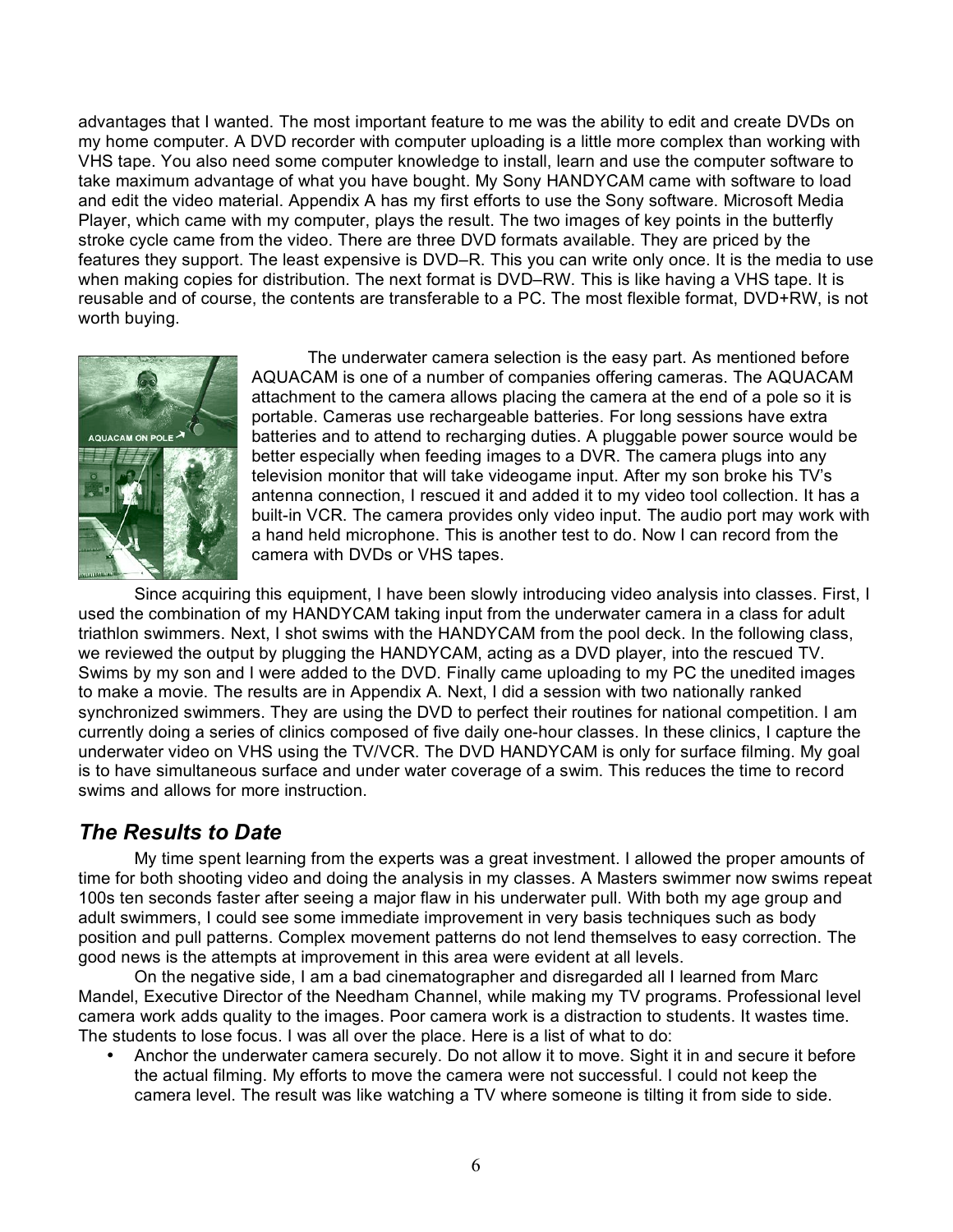advantages that I wanted. The most important feature to me was the ability to edit and create DVDs on my home computer. A DVD recorder with computer uploading is a little more complex than working with VHS tape. You also need some computer knowledge to install, learn and use the computer software to take maximum advantage of what you have bought. My Sony HANDYCAM came with software to load and edit the video material. Appendix A has my first efforts to use the Sony software. Microsoft Media Player, which came with my computer, plays the result. The two images of key points in the butterfly stroke cycle came from the video. There are three DVD formats available. They are priced by the features they support. The least expensive is DVD–R. This you can write only once. It is the media to use when making copies for distribution. The next format is DVD–RW. This is like having a VHS tape. It is reusable and of course, the contents are transferable to a PC. The most flexible format, DVD+RW, is not worth buying.

The underwater camera selection is the easy part. As mentioned before AQUACAM is one of a number of companies offering cameras. The AQUACAM attachment to the camera allows placing the camera at the end of a pole so it is portable. Cameras use rechargeable batteries. For long sessions have extra batteries and to attend to recharging duties. A pluggable power source would be better especially when feeding images to a DVR. The camera plugs into any television monitor that will take videogame input. After my son broke his TV's antenna connection, I rescued it and added it to my video tool collection. It has a built-in VCR. The camera provides only video input. The audio port may work with a hand held microphone. This is another test to do. Now I can record from the camera with DVDs or VHS tapes.

Since acquiring this equipment, I have been slowly introducing video analysis into classes. First, I used the combination of my HANDYCAM taking input from the underwater camera in a class for adult triathlon swimmers. Next, I shot swims with the HANDYCAM from the pool deck. In the following class, we reviewed the output by plugging the HANDYCAM, acting as a DVD player, into the rescued TV. Swims by my son and I were added to the DVD. Finally came uploading to my PC the unedited images to make a movie. The results are in Appendix A. Next, I did a session with two nationally ranked synchronized swimmers. They are using the DVD to perfect their routines for national competition. I am currently doing a series of clinics composed of five daily one-hour classes. In these clinics, I capture the underwater video on VHS using the TV/VCR. The DVD HANDYCAM is only for surface filming. My goal is to have simultaneous surface and under water coverage of a swim. This reduces the time to record swims and allows for more instruction.

## *The Results to Date*

My time spent learning from the experts was a great investment. I allowed the proper amounts of time for both shooting video and doing the analysis in my classes. A Masters swimmer now swims repeat 100s ten seconds faster after seeing a major flaw in his underwater pull. With both my age group and adult swimmers, I could see some immediate improvement in very basis techniques such as body position and pull patterns. Complex movement patterns do not lend themselves to easy correction. The good news is the attempts at improvement in this area were evident at all levels.

On the negative side, I am a bad cinematographer and disregarded all I learned from Marc Mandel, Executive Director of the Needham Channel, while making my TV programs. Professional level camera work adds quality to the images. Poor camera work is a distraction to students. It wastes time. The students to lose focus. I was all over the place. Here is a list of what to do:

- Anchor the underwater camera securely. Do not allow it to move. Sight it in and secure it before the actual filming. My efforts to move the camera were not successful. I could not keep the camera level. The result was like watching a TV where someone is tilting it from side to side.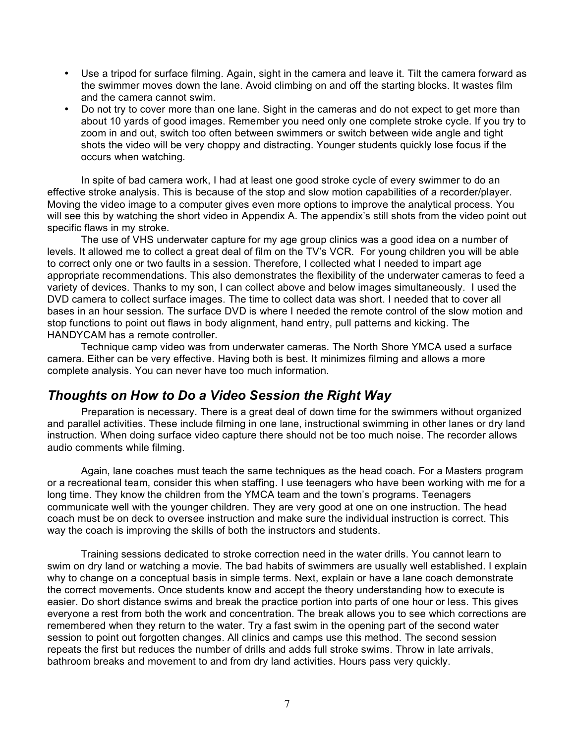- Use a tripod for surface filming. Again, sight in the camera and leave it. Tilt the camera forward as the swimmer moves down the lane. Avoid climbing on and off the starting blocks. It wastes film and the camera cannot swim.
- Do not try to cover more than one lane. Sight in the cameras and do not expect to get more than about 10 yards of good images. Remember you need only one complete stroke cycle. If you try to zoom in and out, switch too often between swimmers or switch between wide angle and tight shots the video will be very choppy and distracting. Younger students quickly lose focus if the occurs when watching.

In spite of bad camera work, I had at least one good stroke cycle of every swimmer to do an effective stroke analysis. This is because of the stop and slow motion capabilities of a recorder/player. Moving the video image to a computer gives even more options to improve the analytical process. You will see this by watching the short video in Appendix A. The appendix's still shots from the video point out specific flaws in my stroke.

The use of VHS underwater capture for my age group clinics was a good idea on a number of levels. It allowed me to collect a great deal of film on the TV's VCR. For young children you will be able to correct only one or two faults in a session. Therefore, I collected what I needed to impart age appropriate recommendations. This also demonstrates the flexibility of the underwater cameras to feed a variety of devices. Thanks to my son, I can collect above and below images simultaneously. I used the DVD camera to collect surface images. The time to collect data was short. I needed that to cover all bases in an hour session. The surface DVD is where I needed the remote control of the slow motion and stop functions to point out flaws in body alignment, hand entry, pull patterns and kicking. The HANDYCAM has a remote controller.

Technique camp video was from underwater cameras. The North Shore YMCA used a surface camera. Either can be very effective. Having both is best. It minimizes filming and allows a more complete analysis. You can never have too much information.

## *Thoughts on How to Do a Video Session the Right Way*

Preparation is necessary. There is a great deal of down time for the swimmers without organized and parallel activities. These include filming in one lane, instructional swimming in other lanes or dry land instruction. When doing surface video capture there should not be too much noise. The recorder allows audio comments while filming.

Again, lane coaches must teach the same techniques as the head coach. For a Masters program or a recreational team, consider this when staffing. I use teenagers who have been working with me for a long time. They know the children from the YMCA team and the town's programs. Teenagers communicate well with the younger children. They are very good at one on one instruction. The head coach must be on deck to oversee instruction and make sure the individual instruction is correct. This way the coach is improving the skills of both the instructors and students.

Training sessions dedicated to stroke correction need in the water drills. You cannot learn to swim on dry land or watching a movie. The bad habits of swimmers are usually well established. I explain why to change on a conceptual basis in simple terms. Next, explain or have a lane coach demonstrate the correct movements. Once students know and accept the theory understanding how to execute is easier. Do short distance swims and break the practice portion into parts of one hour or less. This gives everyone a rest from both the work and concentration. The break allows you to see which corrections are remembered when they return to the water. Try a fast swim in the opening part of the second water session to point out forgotten changes. All clinics and camps use this method. The second session repeats the first but reduces the number of drills and adds full stroke swims. Throw in late arrivals, bathroom breaks and movement to and from dry land activities. Hours pass very quickly.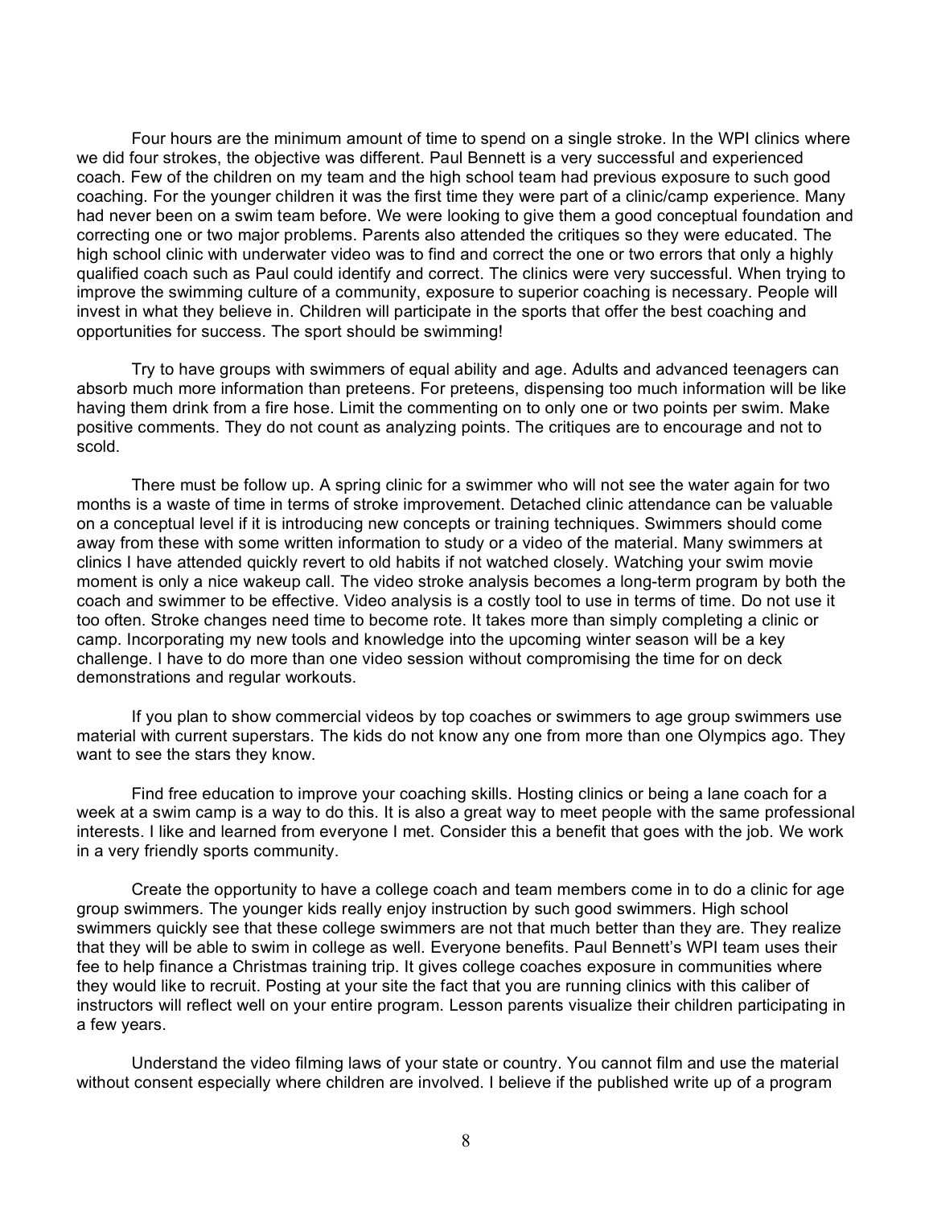Four hours are the minimum amount of time to spend on a single stroke. In the WPI clinics where we did four strokes, the objective was different. Paul Bennett is a very successful and experienced coach. Few of the children on my team and the high school team had previous exposure to such good coaching. For the younger children it was the first time they were part of a clinic/camp experience. Many had never been on a swim team before. We were looking to give them a good conceptual foundation and correcting one or two major problems. Parents also attended the critiques so they were educated. The high school clinic with underwater video was to find and correct the one or two errors that only a highly qualified coach such as Paul could identify and correct. The clinics were very successful. When trying to improve the swimming culture of a community, exposure to superior coaching is necessary. People will invest in what they believe in. Children will participate in the sports that offer the best coaching and opportunities for success. The sport should be swimming!

Try to have groups with swimmers of equal ability and age. Adults and advanced teenagers can absorb much more information than preteens. For preteens, dispensing too much information will be like having them drink from a fire hose. Limit the commenting on to only one or two points per swim. Make positive comments. They do not count as analyzing points. The critiques are to encourage and not to scold.

There must be follow up. A spring clinic for a swimmer who will not see the water again for two months is a waste of time in terms of stroke improvement. Detached clinic attendance can be valuable on a conceptual level if it is introducing new concepts or training techniques. Swimmers should come away from these with some written information to study or a video of the material. Many swimmers at clinics I have attended quickly revert to old habits if not watched closely. Watching your swim movie moment is only a nice wakeup call. The video stroke analysis becomes a long-term program by both the coach and swimmer to be effective. Video analysis is a costly tool to use in terms of time. Do not use it too often. Stroke changes need time to become rote. It takes more than simply completing a clinic or camp. Incorporating my new tools and knowledge into the upcoming winter season will be a key challenge. I have to do more than one video session without compromising the time for on deck demonstrations and regular workouts.

If you plan to show commercial videos by top coaches or swimmers to age group swimmers use material with current superstars. The kids do not know any one from more than one Olympics ago. They want to see the stars they know.

Find free education to improve your coaching skills. Hosting clinics or being a lane coach for a week at a swim camp is a way to do this. It is also a great way to meet people with the same professional interests. I like and learned from everyone I met. Consider this a benefit that goes with the job. We work in a very friendly sports community.

Create the opportunity to have a college coach and team members come in to do a clinic for age group swimmers. The younger kids really enjoy instruction by such good swimmers. High school swimmers quickly see that these college swimmers are not that much better than they are. They realize that they will be able to swim in college as well. Everyone benefits. Paul Bennett's WPI team uses their fee to help finance a Christmas training trip. It gives college coaches exposure in communities where they would like to recruit. Posting at your site the fact that you are running clinics with this caliber of instructors will reflect well on your entire program. Lesson parents visualize their children participating in a few years.

Understand the video filming laws of your state or country. You cannot film and use the material without consent especially where children are involved. I believe if the published write up of a program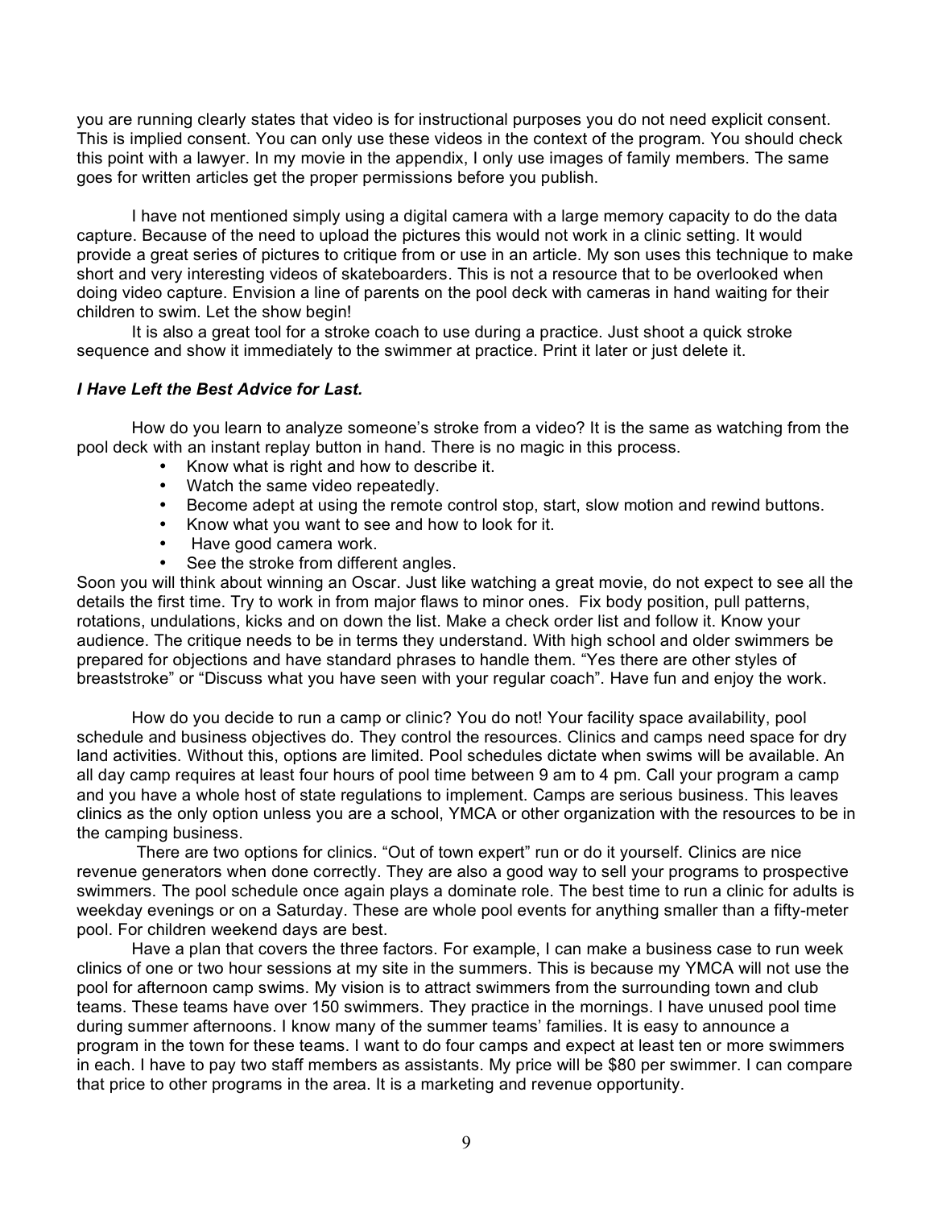you are running clearly states that video is for instructional purposes you do not need explicit consent. This is implied consent. You can only use these videos in the context of the program. You should check this point with a lawyer. In my movie in the appendix, I only use images of family members. The same goes for written articles get the proper permissions before you publish.

I have not mentioned simply using a digital camera with a large memory capacity to do the data capture. Because of the need to upload the pictures this would not work in a clinic setting. It would provide a great series of pictures to critique from or use in an article. My son uses this technique to make short and very interesting videos of skateboarders. This is not a resource that to be overlooked when doing video capture. Envision a line of parents on the pool deck with cameras in hand waiting for their children to swim. Let the show begin!

It is also a great tool for a stroke coach to use during a practice. Just shoot a quick stroke sequence and show it immediately to the swimmer at practice. Print it later or just delete it.

***I Have Left the Best Advice for Last.***

How do you learn to analyze someone's stroke from a video? It is the same as watching from the pool deck with an instant replay button in hand. There is no magic in this process.

- Know what is right and how to describe it.
- Watch the same video repeatedly.
- Become adept at using the remote control stop, start, slow motion and rewind buttons.
- Know what you want to see and how to look for it.
- Have good camera work.
- See the stroke from different angles.

Soon you will think about winning an Oscar. Just like watching a great movie, do not expect to see all the details the first time. Try to work in from major flaws to minor ones. Fix body position, pull patterns, rotations, undulations, kicks and on down the list. Make a check order list and follow it. Know your audience. The critique needs to be in terms they understand. With high school and older swimmers be prepared for objections and have standard phrases to handle them. "Yes there are other styles of breaststroke" or "Discuss what you have seen with your regular coach". Have fun and enjoy the work.

How do you decide to run a camp or clinic? You do not! Your facility space availability, pool schedule and business objectives do. They control the resources. Clinics and camps need space for dry land activities. Without this, options are limited. Pool schedules dictate when swims will be available. An all day camp requires at least four hours of pool time between 9 am to 4 pm. Call your program a camp and you have a whole host of state regulations to implement. Camps are serious business. This leaves clinics as the only option unless you are a school, YMCA or other organization with the resources to be in the camping business.

There are two options for clinics. "Out of town expert" run or do it yourself. Clinics are nice revenue generators when done correctly. They are also a good way to sell your programs to prospective swimmers. The pool schedule once again plays a dominate role. The best time to run a clinic for adults is weekday evenings or on a Saturday. These are whole pool events for anything smaller than a fifty-meter pool. For children weekend days are best.

Have a plan that covers the three factors. For example, I can make a business case to run week clinics of one or two hour sessions at my site in the summers. This is because my YMCA will not use the pool for afternoon camp swims. My vision is to attract swimmers from the surrounding town and club teams. These teams have over 150 swimmers. They practice in the mornings. I have unused pool time during summer afternoons. I know many of the summer teams' families. It is easy to announce a program in the town for these teams. I want to do four camps and expect at least ten or more swimmers in each. I have to pay two staff members as assistants. My price will be $80 per swimmer. I can compare that price to other programs in the area. It is a marketing and revenue opportunity.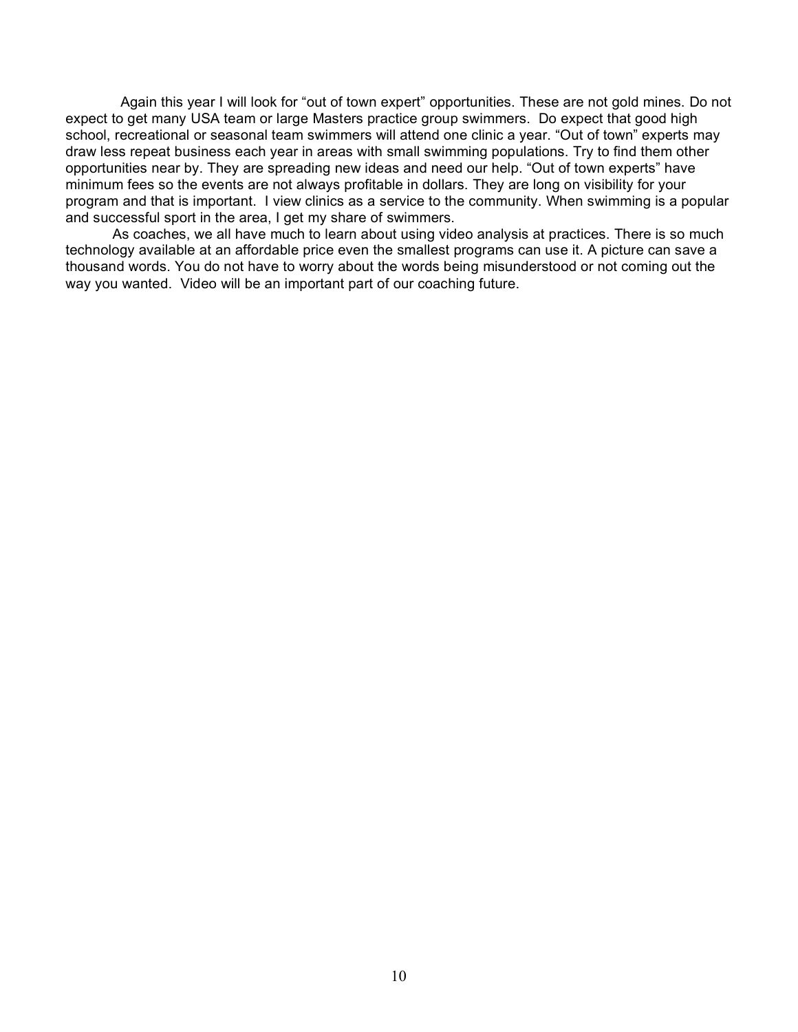Again this year I will look for “out of town expert” opportunities. These are not gold mines. Do not expect to get many USA team or large Masters practice group swimmers. Do expect that good high school, recreational or seasonal team swimmers will attend one clinic a year. “Out of town” experts may draw less repeat business each year in areas with small swimming populations. Try to find them other opportunities near by. They are spreading new ideas and need our help. “Out of town experts” have minimum fees so the events are not always profitable in dollars. They are long on visibility for your program and that is important. I view clinics as a service to the community. When swimming is a popular and successful sport in the area, I get my share of swimmers.

As coaches, we all have much to learn about using video analysis at practices. There is so much technology available at an affordable price even the smallest programs can use it. A picture can save a thousand words. You do not have to worry about the words being misunderstood or not coming out the way you wanted. Video will be an important part of our coaching future.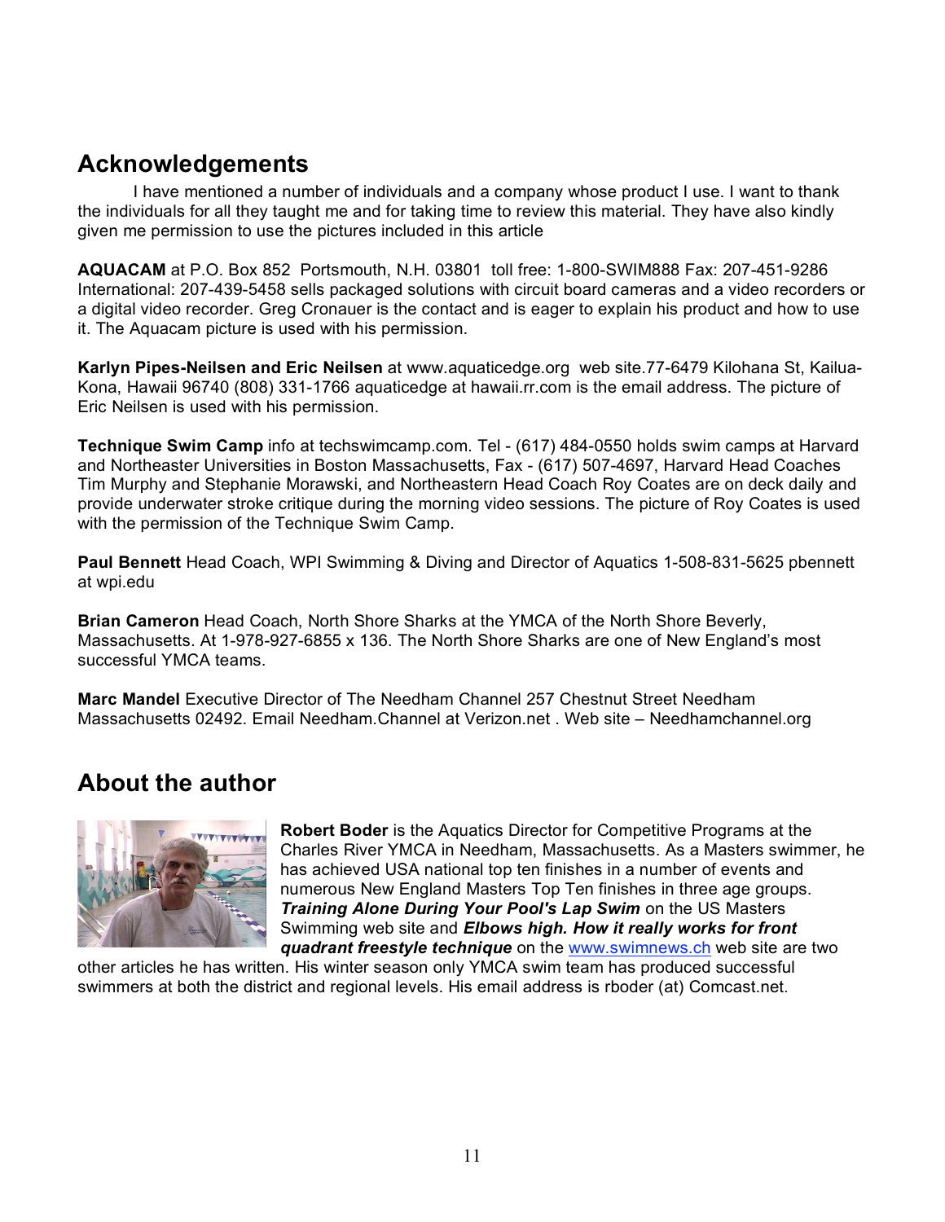## Acknowledgements

I have mentioned a number of individuals and a company whose product I use. I want to thank the individuals for all they taught me and for taking time to review this material. They have also kindly given me permission to use the pictures included in this article

**AQUACAM** at P.O. Box 852 Portsmouth, N.H. 03801 toll free: 1-800-SWIM888 Fax: 207-451-9286 International: 207-439-5458 sells packaged solutions with circuit board cameras and a video recorders or a digital video recorder. Greg Cronauer is the contact and is eager to explain his product and how to use it. The Aquacam picture is used with his permission.

**Karlyn Pipes-Neilsen and Eric Neilsen** at www.aquaticedge.org web site.77-6479 Kilohana St, Kailua-Kona, Hawaii 96740 (808) 331-1766 aquaticedge at hawaii.rr.com is the email address. The picture of Eric Neilsen is used with his permission.

**Technique Swim Camp** info at techswimcamp.com. Tel - (617) 484-0550 holds swim camps at Harvard and Northeaster Universities in Boston Massachusetts, Fax - (617) 507-4697, Harvard Head Coaches Tim Murphy and Stephanie Morawski, and Northeastern Head Coach Roy Coates are on deck daily and provide underwater stroke critique during the morning video sessions. The picture of Roy Coates is used with the permission of the Technique Swim Camp.

**Paul Bennett** Head Coach, WPI Swimming & Diving and Director of Aquatics 1-508-831-5625 pbennett at wpi.edu

**Brian Cameron** Head Coach, North Shore Sharks at the YMCA of the North Shore Beverly, Massachusetts. At 1-978-927-6855 x 136. The North Shore Sharks are one of New England's most successful YMCA teams.

**Marc Mandel** Executive Director of The Needham Channel 257 Chestnut Street Needham Massachusetts 02492. Email Needham.Channel at Verizon.net . Web site – Needhamchannel.org

## About the author

**Robert Boder** is the Aquatics Director for Competitive Programs at the Charles River YMCA in Needham, Massachusetts. As a Masters swimmer, he has achieved USA national top ten finishes in a number of events and numerous New England Masters Top Ten finishes in three age groups. ***Training Alone During Your Pool's Lap Swim*** on the US Masters Swimming web site and ***Elbows high. How it really works for front quadrant freestyle technique*** on the www.swimnews.ch web site are two other articles he has written. His winter season only YMCA swim team has produced successful swimmers at both the district and regional levels. His email address is rboder (at) Comcast.net.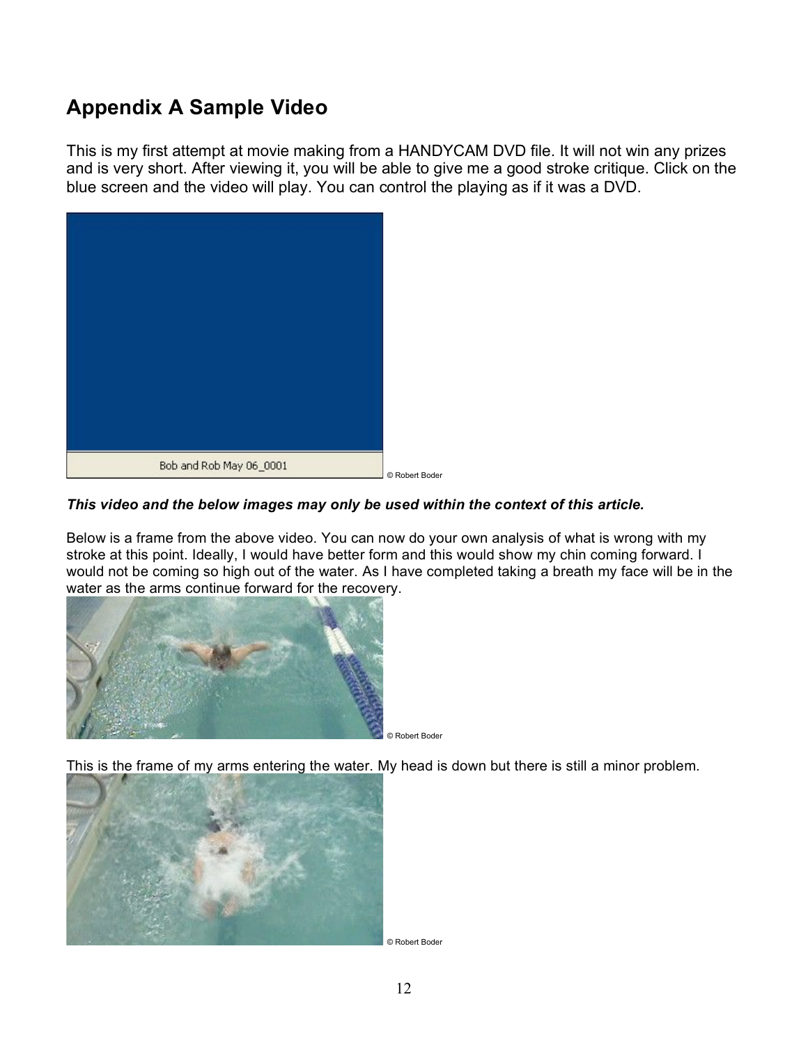# Appendix A Sample Video

This is my first attempt at movie making from a HANDYCAM DVD file. It will not win any prizes and is very short. After viewing it, you will be able to give me a good stroke critique. Click on the blue screen and the video will play. You can control the playing as if it was a DVD.

Bob and Rob May 06_0001

© Robert Boder

***This video and the below images may only be used within the context of this article.***

Below is a frame from the above video. You can now do your own analysis of what is wrong with my stroke at this point. Ideally, I would have better form and this would show my chin coming forward. I would not be coming so high out of the water. As I have completed taking a breath my face will be in the water as the arms continue forward for the recovery.

© Robert Boder

This is the frame of my arms entering the water. My head is down but there is still a minor problem.

© Robert Boder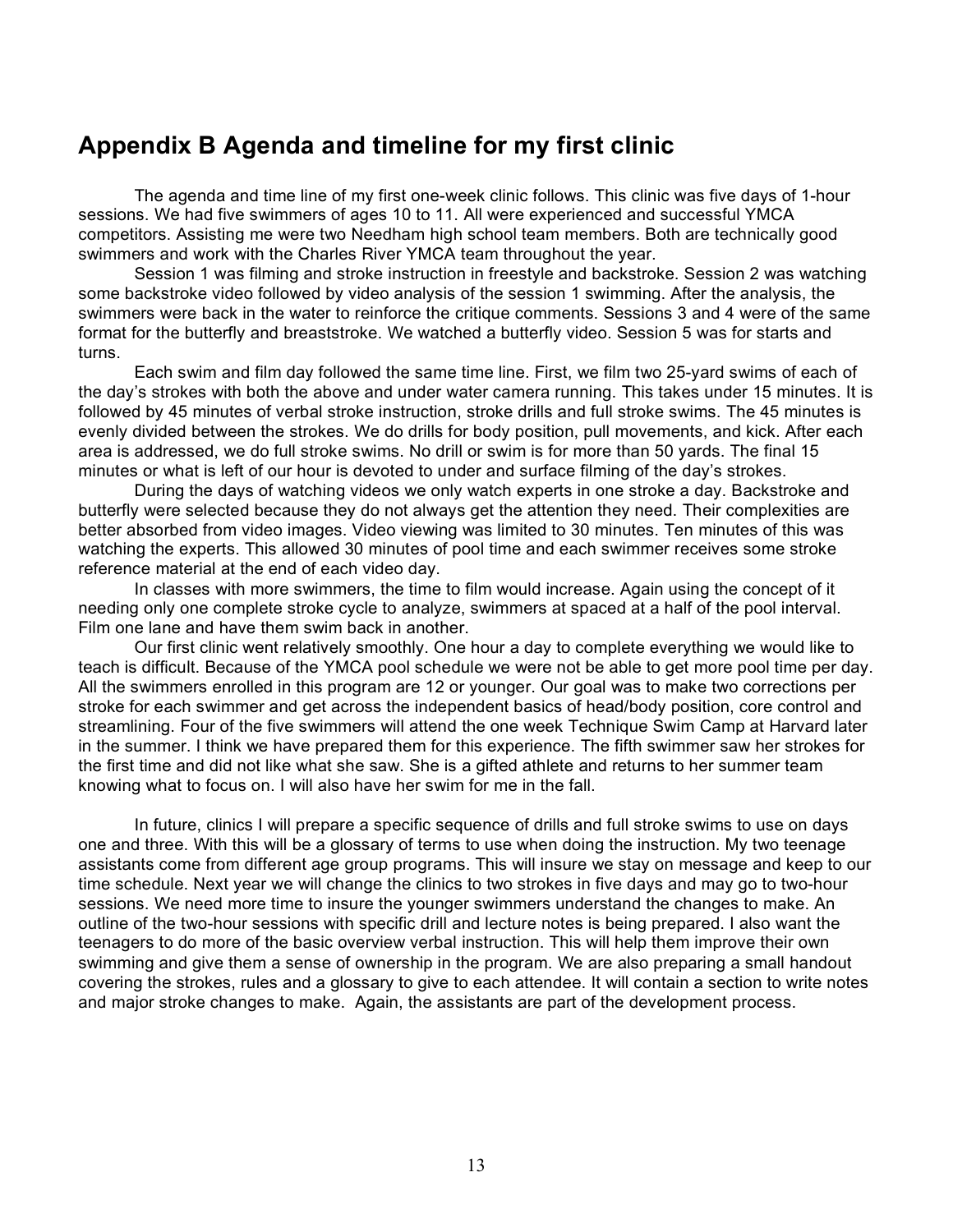## Appendix B Agenda and timeline for my first clinic

The agenda and time line of my first one-week clinic follows. This clinic was five days of 1-hour sessions. We had five swimmers of ages 10 to 11. All were experienced and successful YMCA competitors. Assisting me were two Needham high school team members. Both are technically good swimmers and work with the Charles River YMCA team throughout the year.

Session 1 was filming and stroke instruction in freestyle and backstroke. Session 2 was watching some backstroke video followed by video analysis of the session 1 swimming. After the analysis, the swimmers were back in the water to reinforce the critique comments. Sessions 3 and 4 were of the same format for the butterfly and breaststroke. We watched a butterfly video. Session 5 was for starts and turns.

Each swim and film day followed the same time line. First, we film two 25-yard swims of each of the day's strokes with both the above and under water camera running. This takes under 15 minutes. It is followed by 45 minutes of verbal stroke instruction, stroke drills and full stroke swims. The 45 minutes is evenly divided between the strokes. We do drills for body position, pull movements, and kick. After each area is addressed, we do full stroke swims. No drill or swim is for more than 50 yards. The final 15 minutes or what is left of our hour is devoted to under and surface filming of the day's strokes.

During the days of watching videos we only watch experts in one stroke a day. Backstroke and butterfly were selected because they do not always get the attention they need. Their complexities are better absorbed from video images. Video viewing was limited to 30 minutes. Ten minutes of this was watching the experts. This allowed 30 minutes of pool time and each swimmer receives some stroke reference material at the end of each video day.

In classes with more swimmers, the time to film would increase. Again using the concept of it needing only one complete stroke cycle to analyze, swimmers at spaced at a half of the pool interval. Film one lane and have them swim back in another.

Our first clinic went relatively smoothly. One hour a day to complete everything we would like to teach is difficult. Because of the YMCA pool schedule we were not be able to get more pool time per day. All the swimmers enrolled in this program are 12 or younger. Our goal was to make two corrections per stroke for each swimmer and get across the independent basics of head/body position, core control and streamlining. Four of the five swimmers will attend the one week Technique Swim Camp at Harvard later in the summer. I think we have prepared them for this experience. The fifth swimmer saw her strokes for the first time and did not like what she saw. She is a gifted athlete and returns to her summer team knowing what to focus on. I will also have her swim for me in the fall.

In future, clinics I will prepare a specific sequence of drills and full stroke swims to use on days one and three. With this will be a glossary of terms to use when doing the instruction. My two teenage assistants come from different age group programs. This will insure we stay on message and keep to our time schedule. Next year we will change the clinics to two strokes in five days and may go to two-hour sessions. We need more time to insure the younger swimmers understand the changes to make. An outline of the two-hour sessions with specific drill and lecture notes is being prepared. I also want the teenagers to do more of the basic overview verbal instruction. This will help them improve their own swimming and give them a sense of ownership in the program. We are also preparing a small handout covering the strokes, rules and a glossary to give to each attendee. It will contain a section to write notes and major stroke changes to make. Again, the assistants are part of the development process.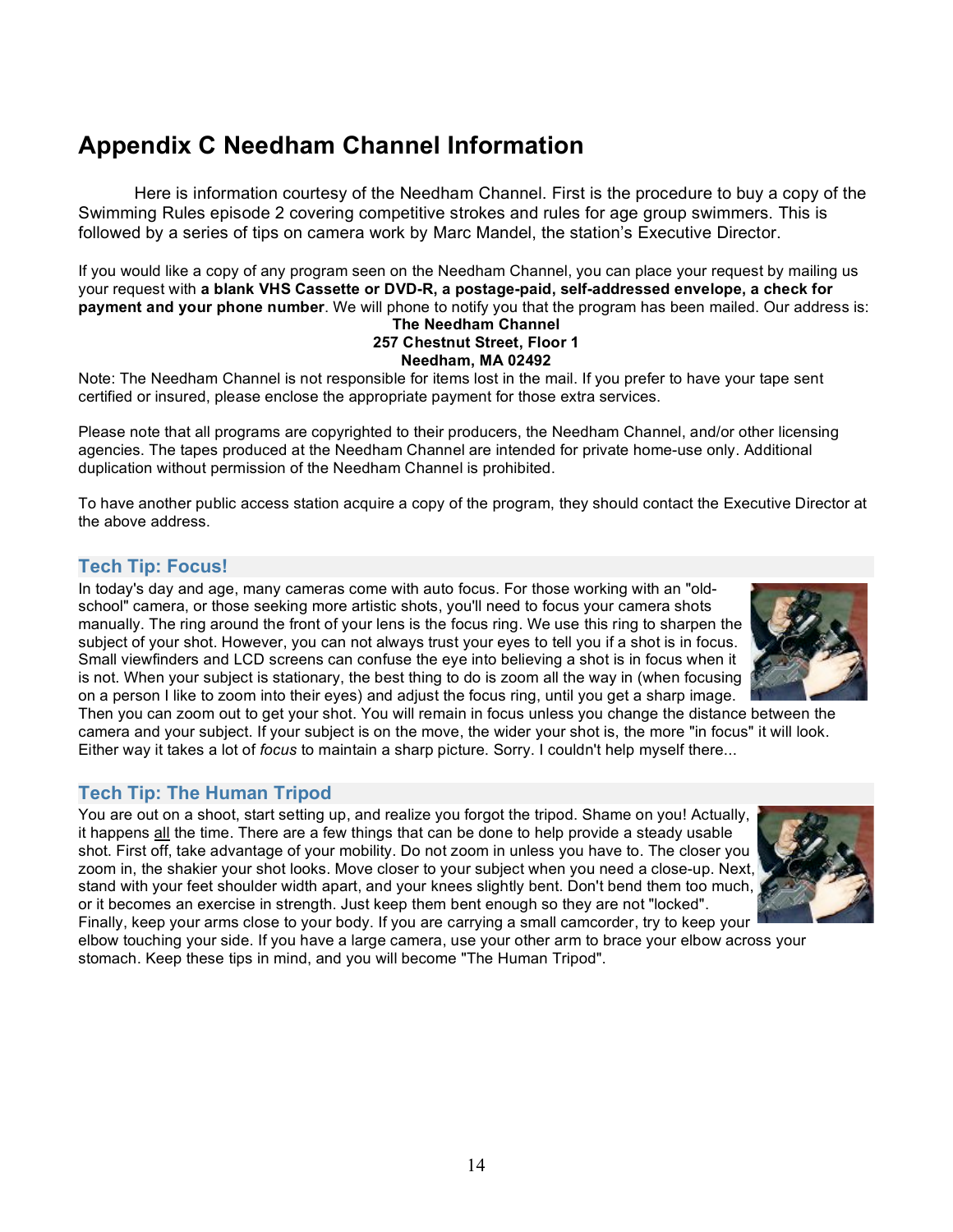# Appendix C Needham Channel Information

Here is information courtesy of the Needham Channel. First is the procedure to buy a copy of the Swimming Rules episode 2 covering competitive strokes and rules for age group swimmers. This is followed by a series of tips on camera work by Marc Mandel, the station's Executive Director.

If you would like a copy of any program seen on the Needham Channel, you can place your request by mailing us your request with **a blank VHS Cassette or DVD-R, a postage-paid, self-addressed envelope, a check for payment and your phone number**. We will phone to notify you that the program has been mailed. Our address is:

**The Needham Channel**
**257 Chestnut Street, Floor 1**
**Needham, MA 02492**

Note: The Needham Channel is not responsible for items lost in the mail. If you prefer to have your tape sent certified or insured, please enclose the appropriate payment for those extra services.

Please note that all programs are copyrighted to their producers, the Needham Channel, and/or other licensing agencies. The tapes produced at the Needham Channel are intended for private home-use only. Additional duplication without permission of the Needham Channel is prohibited.

To have another public access station acquire a copy of the program, they should contact the Executive Director at the above address.

## Tech Tip: Focus!

In today's day and age, many cameras come with auto focus. For those working with an "old-school" camera, or those seeking more artistic shots, you'll need to focus your camera shots manually. The ring around the front of your lens is the focus ring. We use this ring to sharpen the subject of your shot. However, you can not always trust your eyes to tell you if a shot is in focus. Small viewfinders and LCD screens can confuse the eye into believing a shot is in focus when it is not. When your subject is stationary, the best thing to do is zoom all the way in (when focusing on a person I like to zoom into their eyes) and adjust the focus ring, until you get a sharp image. Then you can zoom out to get your shot. You will remain in focus unless you change the distance between the camera and your subject. If your subject is on the move, the wider your shot is, the more "in focus" it will look. Either way it takes a lot of *focus* to maintain a sharp picture. Sorry. I couldn't help myself there...

## Tech Tip: The Human Tripod

You are out on a shoot, start setting up, and realize you forgot the tripod. Shame on you! Actually, it happens all the time. There are a few things that can be done to help provide a steady usable shot. First off, take advantage of your mobility. Do not zoom in unless you have to. The closer you zoom in, the shakier your shot looks. Move closer to your subject when you need a close-up. Next, stand with your feet shoulder width apart, and your knees slightly bent. Don't bend them too much, or it becomes an exercise in strength. Just keep them bent enough so they are not "locked". Finally, keep your arms close to your body. If you are carrying a small camcorder, try to keep your elbow touching your side. If you have a large camera, use your other arm to brace your elbow across your stomach. Keep these tips in mind, and you will become "The Human Tripod".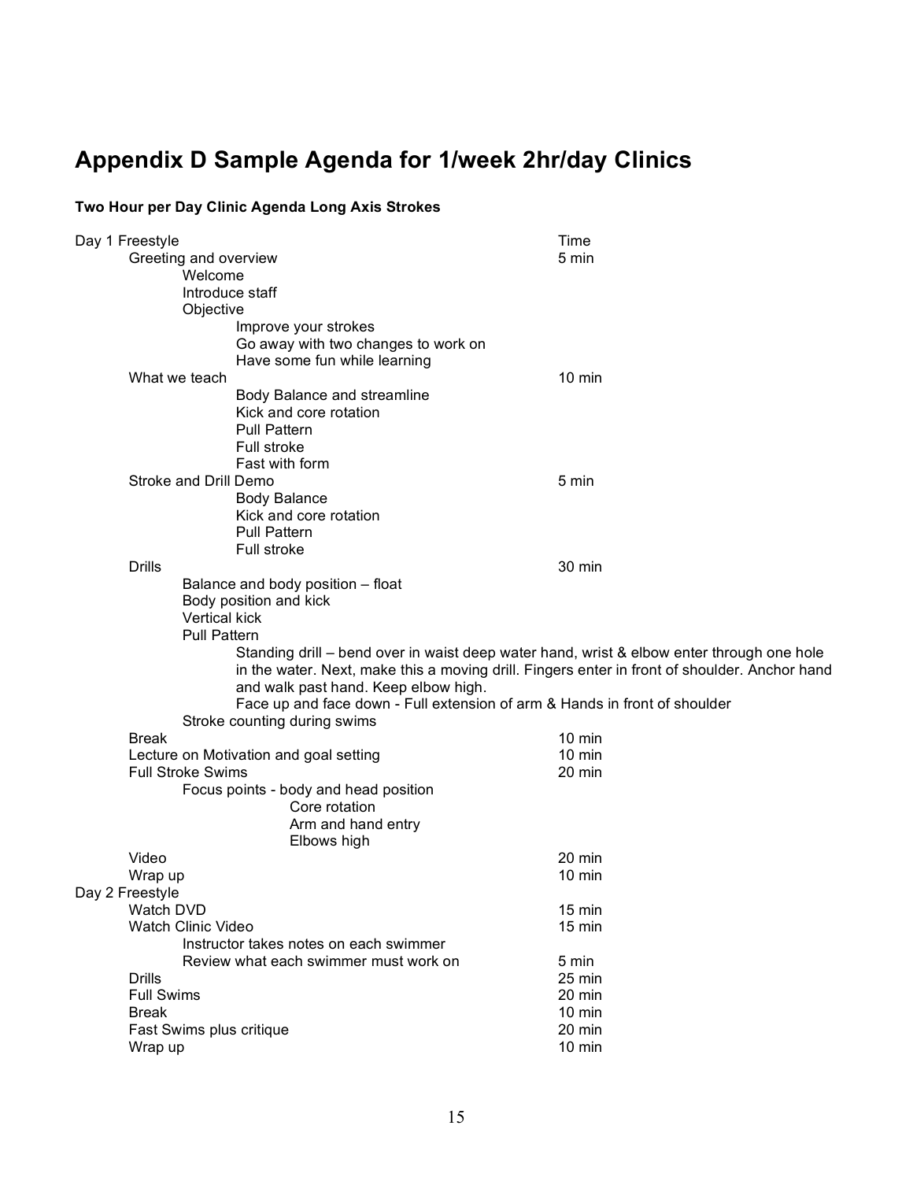# Appendix D Sample Agenda for 1/week 2hr/day Clinics

**Two Hour per Day Clinic Agenda Long Axis Strokes**

| Day 1 Freestyle | Time |
|---|---|
| Greeting and overview | 5 min |
| &nbsp;&nbsp;&nbsp;&nbsp;Welcome | |
| &nbsp;&nbsp;&nbsp;&nbsp;Introduce staff | |
| &nbsp;&nbsp;&nbsp;&nbsp;Objective | |
| &nbsp;&nbsp;&nbsp;&nbsp;&nbsp;&nbsp;&nbsp;&nbsp;Improve your strokes | |
| &nbsp;&nbsp;&nbsp;&nbsp;&nbsp;&nbsp;&nbsp;&nbsp;Go away with two changes to work on | |
| &nbsp;&nbsp;&nbsp;&nbsp;&nbsp;&nbsp;&nbsp;&nbsp;Have some fun while learning | |
| What we teach | 10 min |
| &nbsp;&nbsp;&nbsp;&nbsp;&nbsp;&nbsp;&nbsp;&nbsp;Body Balance and streamline | |
| &nbsp;&nbsp;&nbsp;&nbsp;&nbsp;&nbsp;&nbsp;&nbsp;Kick and core rotation | |
| &nbsp;&nbsp;&nbsp;&nbsp;&nbsp;&nbsp;&nbsp;&nbsp;Pull Pattern | |
| &nbsp;&nbsp;&nbsp;&nbsp;&nbsp;&nbsp;&nbsp;&nbsp;Full stroke | |
| &nbsp;&nbsp;&nbsp;&nbsp;&nbsp;&nbsp;&nbsp;&nbsp;Fast with form | |
| Stroke and Drill Demo | 5 min |
| &nbsp;&nbsp;&nbsp;&nbsp;&nbsp;&nbsp;&nbsp;&nbsp;Body Balance | |
| &nbsp;&nbsp;&nbsp;&nbsp;&nbsp;&nbsp;&nbsp;&nbsp;Kick and core rotation | |
| &nbsp;&nbsp;&nbsp;&nbsp;&nbsp;&nbsp;&nbsp;&nbsp;Pull Pattern | |
| &nbsp;&nbsp;&nbsp;&nbsp;&nbsp;&nbsp;&nbsp;&nbsp;Full stroke | |
| Drills | 30 min |
| &nbsp;&nbsp;&nbsp;&nbsp;Balance and body position – float | |
| &nbsp;&nbsp;&nbsp;&nbsp;Body position and kick | |
| &nbsp;&nbsp;&nbsp;&nbsp;Vertical kick | |
| &nbsp;&nbsp;&nbsp;&nbsp;Pull Pattern | |
| &nbsp;&nbsp;&nbsp;&nbsp;&nbsp;&nbsp;&nbsp;&nbsp;Standing drill – bend over in waist deep water hand, wrist & elbow enter through one hole in the water. Next, make this a moving drill. Fingers enter in front of shoulder. Anchor hand and walk past hand. Keep elbow high. | |
| &nbsp;&nbsp;&nbsp;&nbsp;&nbsp;&nbsp;&nbsp;&nbsp;Face up and face down - Full extension of arm & Hands in front of shoulder | |
| &nbsp;&nbsp;&nbsp;&nbsp;Stroke counting during swims | |
| Break | 10 min |
| Lecture on Motivation and goal setting | 10 min |
| Full Stroke Swims | 20 min |
| &nbsp;&nbsp;&nbsp;&nbsp;Focus points - body and head position | |
| &nbsp;&nbsp;&nbsp;&nbsp;&nbsp;&nbsp;&nbsp;&nbsp;&nbsp;&nbsp;&nbsp;&nbsp;Core rotation | |
| &nbsp;&nbsp;&nbsp;&nbsp;&nbsp;&nbsp;&nbsp;&nbsp;&nbsp;&nbsp;&nbsp;&nbsp;Arm and hand entry | |
| &nbsp;&nbsp;&nbsp;&nbsp;&nbsp;&nbsp;&nbsp;&nbsp;&nbsp;&nbsp;&nbsp;&nbsp;Elbows high | |
| Video | 20 min |
| Wrap up | 10 min |
| **Day 2 Freestyle** | |
| Watch DVD | 15 min |
| Watch Clinic Video | 15 min |
| &nbsp;&nbsp;&nbsp;&nbsp;Instructor takes notes on each swimmer | |
| &nbsp;&nbsp;&nbsp;&nbsp;Review what each swimmer must work on | 5 min |
| Drills | 25 min |
| Full Swims | 20 min |
| Break | 10 min |
| Fast Swims plus critique | 20 min |
| Wrap up | 10 min |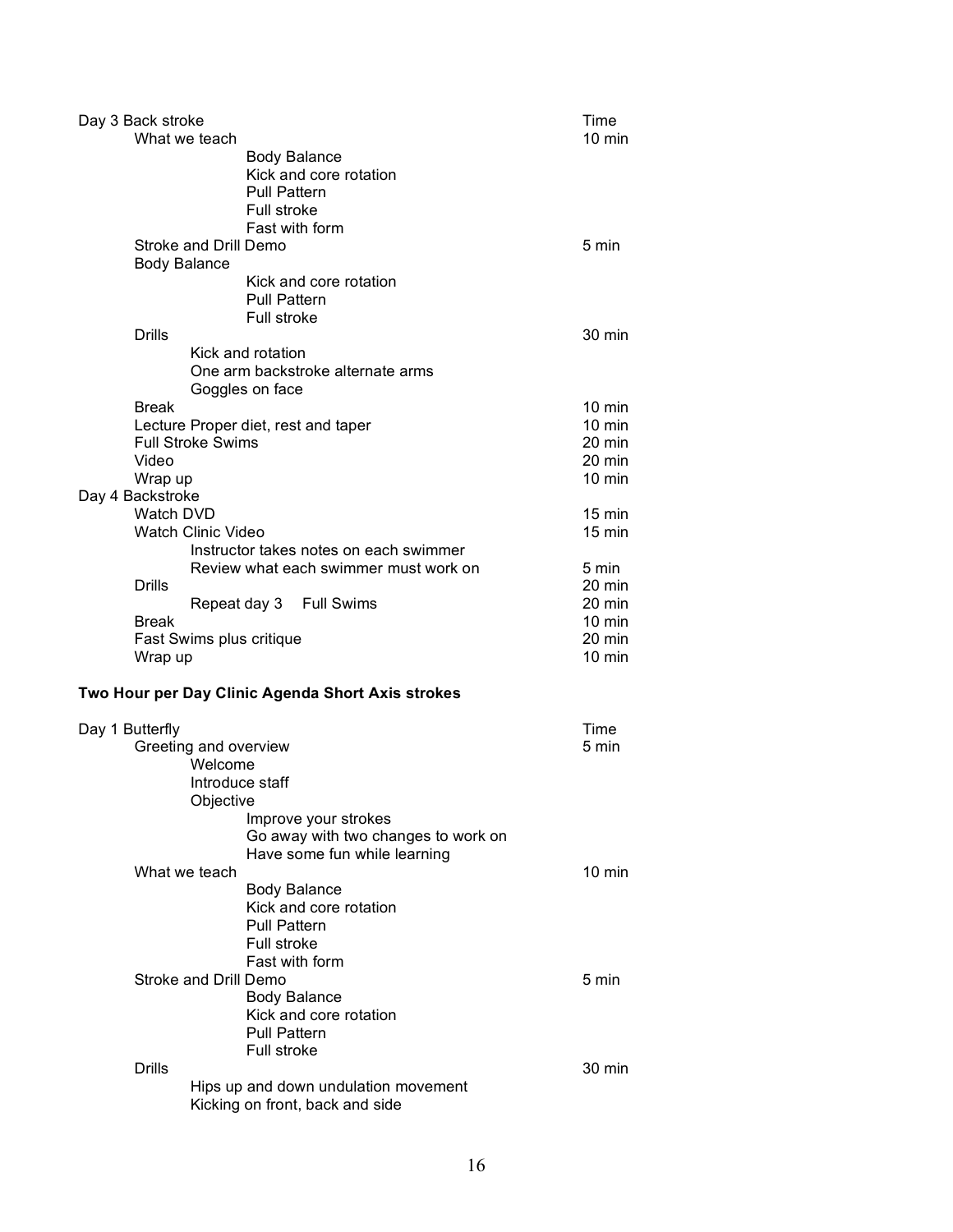Day 3 Back stroke — Time

- What we teach — 10 min
    - Body Balance
    - Kick and core rotation
    - Pull Pattern
    - Full stroke
    - Fast with form
- Stroke and Drill Demo — 5 min
- Body Balance
    - Kick and core rotation
    - Pull Pattern
    - Full stroke
- Drills — 30 min
    - Kick and rotation
    - One arm backstroke alternate arms
    - Goggles on face
- Break — 10 min
- Lecture Proper diet, rest and taper — 10 min
- Full Stroke Swims — 20 min
- Video — 20 min
- Wrap up — 10 min

Day 4 Backstroke

- Watch DVD — 15 min
- Watch Clinic Video — 15 min
    - Instructor takes notes on each swimmer
    - Review what each swimmer must work on — 5 min
- Drills — 20 min
    - Repeat day 3 Full Swims — 20 min
- Break — 10 min
- Fast Swims plus critique — 20 min
- Wrap up — 10 min

**Two Hour per Day Clinic Agenda Short Axis strokes**

Day 1 Butterfly — Time

- Greeting and overview — 5 min
    - Welcome
    - Introduce staff
    - Objective
        - Improve your strokes
        - Go away with two changes to work on
        - Have some fun while learning
- What we teach — 10 min
    - Body Balance
    - Kick and core rotation
    - Pull Pattern
    - Full stroke
    - Fast with form
- Stroke and Drill Demo — 5 min
    - Body Balance
    - Kick and core rotation
    - Pull Pattern
    - Full stroke
- Drills — 30 min
    - Hips up and down undulation movement
    - Kicking on front, back and side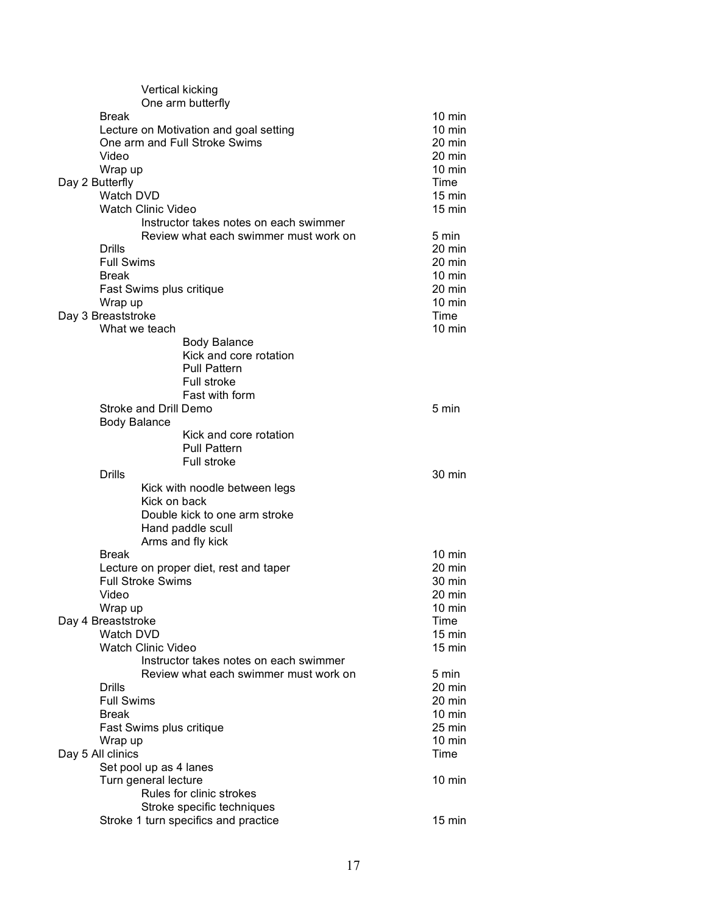| Activity | Time |
|---|---|
| Vertical kicking | |
| One arm butterfly | |
| Break | 10 min |
| Lecture on Motivation and goal setting | 10 min |
| One arm and Full Stroke Swims | 20 min |
| Video | 20 min |
| Wrap up | 10 min |
| **Day 2 Butterfly** | **Time** |
| Watch DVD | 15 min |
| Watch Clinic Video | 15 min |
| Instructor takes notes on each swimmer | |
| Review what each swimmer must work on | 5 min |
| Drills | 20 min |
| Full Swims | 20 min |
| Break | 10 min |
| Fast Swims plus critique | 20 min |
| Wrap up | 10 min |
| **Day 3 Breaststroke** | **Time** |
| What we teach | 10 min |
| Body Balance | |
| Kick and core rotation | |
| Pull Pattern | |
| Full stroke | |
| Fast with form | |
| Stroke and Drill Demo | 5 min |
| Body Balance | |
| Kick and core rotation | |
| Pull Pattern | |
| Full stroke | |
| Drills | 30 min |
| Kick with noodle between legs | |
| Kick on back | |
| Double kick to one arm stroke | |
| Hand paddle scull | |
| Arms and fly kick | |
| Break | 10 min |
| Lecture on proper diet, rest and taper | 20 min |
| Full Stroke Swims | 30 min |
| Video | 20 min |
| Wrap up | 10 min |
| **Day 4 Breaststroke** | **Time** |
| Watch DVD | 15 min |
| Watch Clinic Video | 15 min |
| Instructor takes notes on each swimmer | |
| Review what each swimmer must work on | 5 min |
| Drills | 20 min |
| Full Swims | 20 min |
| Break | 10 min |
| Fast Swims plus critique | 25 min |
| Wrap up | 10 min |
| **Day 5 All clinics** | **Time** |
| Set pool up as 4 lanes | |
| Turn general lecture | 10 min |
| Rules for clinic strokes | |
| Stroke specific techniques | |
| Stroke 1 turn specifics and practice | 15 min |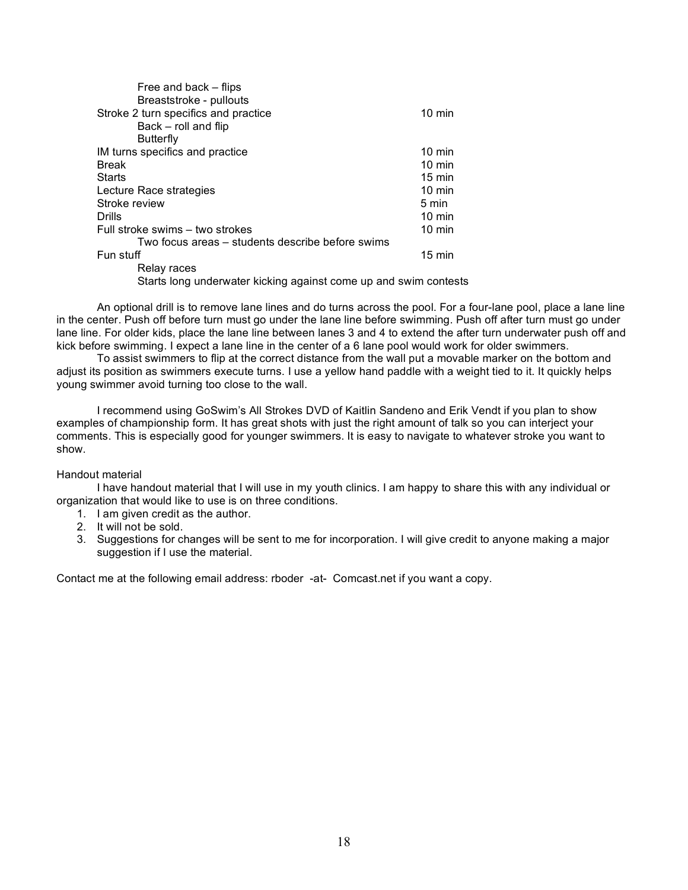Free and back – flips
Breaststroke - pullouts

| | |
|---|---|
| Stroke 2 turn specifics and practice | 10 min |
| Back – roll and flip | |
| Butterfly | |
| IM turns specifics and practice | 10 min |
| Break | 10 min |
| Starts | 15 min |
| Lecture Race strategies | 10 min |
| Stroke review | 5 min |
| Drills | 10 min |
| Full stroke swims – two strokes | 10 min |
| Two focus areas – students describe before swims | |
| Fun stuff | 15 min |
| Relay races | |
| Starts long underwater kicking against come up and swim contests | |

An optional drill is to remove lane lines and do turns across the pool. For a four-lane pool, place a lane line in the center. Push off before turn must go under the lane line before swimming. Push off after turn must go under lane line. For older kids, place the lane line between lanes 3 and 4 to extend the after turn underwater push off and kick before swimming. I expect a lane line in the center of a 6 lane pool would work for older swimmers.

To assist swimmers to flip at the correct distance from the wall put a movable marker on the bottom and adjust its position as swimmers execute turns. I use a yellow hand paddle with a weight tied to it. It quickly helps young swimmer avoid turning too close to the wall.

I recommend using GoSwim's All Strokes DVD of Kaitlin Sandeno and Erik Vendt if you plan to show examples of championship form. It has great shots with just the right amount of talk so you can interject your comments. This is especially good for younger swimmers. It is easy to navigate to whatever stroke you want to show.

Handout material

I have handout material that I will use in my youth clinics. I am happy to share this with any individual or organization that would like to use is on three conditions.

1. I am given credit as the author.
2. It will not be sold.
3. Suggestions for changes will be sent to me for incorporation. I will give credit to anyone making a major suggestion if I use the material.

Contact me at the following email address: rboder -at- Comcast.net if you want a copy.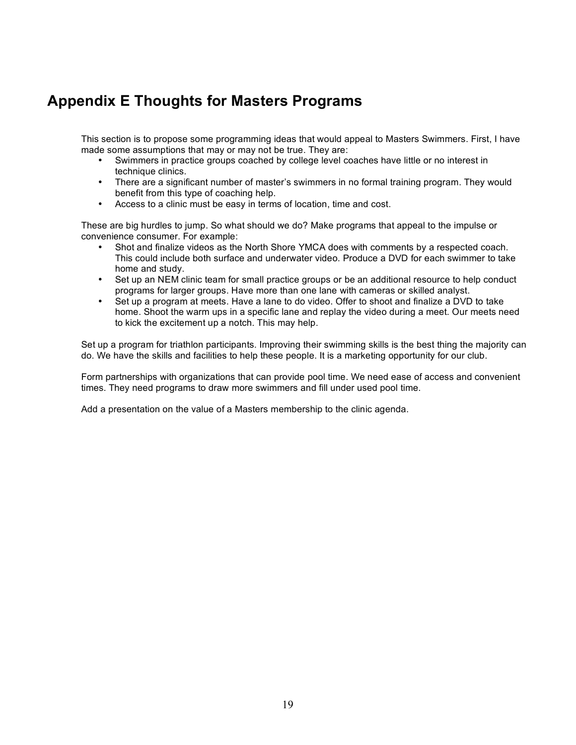# Appendix E Thoughts for Masters Programs

This section is to propose some programming ideas that would appeal to Masters Swimmers. First, I have made some assumptions that may or may not be true. They are:

- Swimmers in practice groups coached by college level coaches have little or no interest in technique clinics.
- There are a significant number of master's swimmers in no formal training program. They would benefit from this type of coaching help.
- Access to a clinic must be easy in terms of location, time and cost.

These are big hurdles to jump. So what should we do? Make programs that appeal to the impulse or convenience consumer. For example:

- Shot and finalize videos as the North Shore YMCA does with comments by a respected coach. This could include both surface and underwater video. Produce a DVD for each swimmer to take home and study.
- Set up an NEM clinic team for small practice groups or be an additional resource to help conduct programs for larger groups. Have more than one lane with cameras or skilled analyst.
- Set up a program at meets. Have a lane to do video. Offer to shoot and finalize a DVD to take home. Shoot the warm ups in a specific lane and replay the video during a meet. Our meets need to kick the excitement up a notch. This may help.

Set up a program for triathlon participants. Improving their swimming skills is the best thing the majority can do. We have the skills and facilities to help these people. It is a marketing opportunity for our club.

Form partnerships with organizations that can provide pool time. We need ease of access and convenient times. They need programs to draw more swimmers and fill under used pool time.

Add a presentation on the value of a Masters membership to the clinic agenda.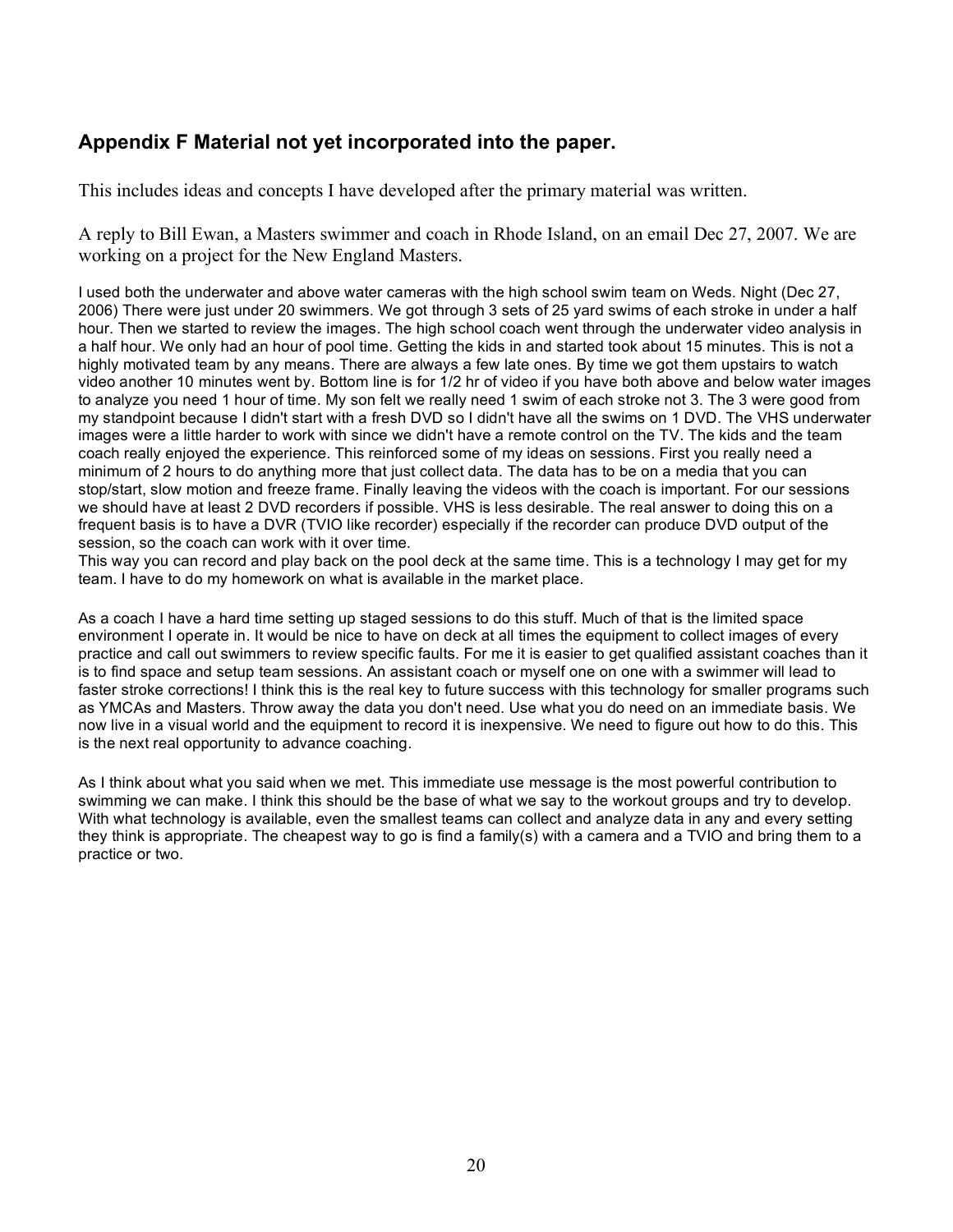## Appendix F Material not yet incorporated into the paper.

This includes ideas and concepts I have developed after the primary material was written.

A reply to Bill Ewan, a Masters swimmer and coach in Rhode Island, on an email Dec 27, 2007. We are working on a project for the New England Masters.

I used both the underwater and above water cameras with the high school swim team on Weds. Night (Dec 27, 2006) There were just under 20 swimmers. We got through 3 sets of 25 yard swims of each stroke in under a half hour. Then we started to review the images. The high school coach went through the underwater video analysis in a half hour. We only had an hour of pool time. Getting the kids in and started took about 15 minutes. This is not a highly motivated team by any means. There are always a few late ones. By time we got them upstairs to watch video another 10 minutes went by. Bottom line is for 1/2 hr of video if you have both above and below water images to analyze you need 1 hour of time. My son felt we really need 1 swim of each stroke not 3. The 3 were good from my standpoint because I didn't start with a fresh DVD so I didn't have all the swims on 1 DVD. The VHS underwater images were a little harder to work with since we didn't have a remote control on the TV. The kids and the team coach really enjoyed the experience. This reinforced some of my ideas on sessions. First you really need a minimum of 2 hours to do anything more that just collect data. The data has to be on a media that you can stop/start, slow motion and freeze frame. Finally leaving the videos with the coach is important. For our sessions we should have at least 2 DVD recorders if possible. VHS is less desirable. The real answer to doing this on a frequent basis is to have a DVR (TVIO like recorder) especially if the recorder can produce DVD output of the session, so the coach can work with it over time.
This way you can record and play back on the pool deck at the same time. This is a technology I may get for my team. I have to do my homework on what is available in the market place.

As a coach I have a hard time setting up staged sessions to do this stuff. Much of that is the limited space environment I operate in. It would be nice to have on deck at all times the equipment to collect images of every practice and call out swimmers to review specific faults. For me it is easier to get qualified assistant coaches than it is to find space and setup team sessions. An assistant coach or myself one on one with a swimmer will lead to faster stroke corrections! I think this is the real key to future success with this technology for smaller programs such as YMCAs and Masters. Throw away the data you don't need. Use what you do need on an immediate basis. We now live in a visual world and the equipment to record it is inexpensive. We need to figure out how to do this. This is the next real opportunity to advance coaching.

As I think about what you said when we met. This immediate use message is the most powerful contribution to swimming we can make. I think this should be the base of what we say to the workout groups and try to develop. With what technology is available, even the smallest teams can collect and analyze data in any and every setting they think is appropriate. The cheapest way to go is find a family(s) with a camera and a TVIO and bring them to a practice or two.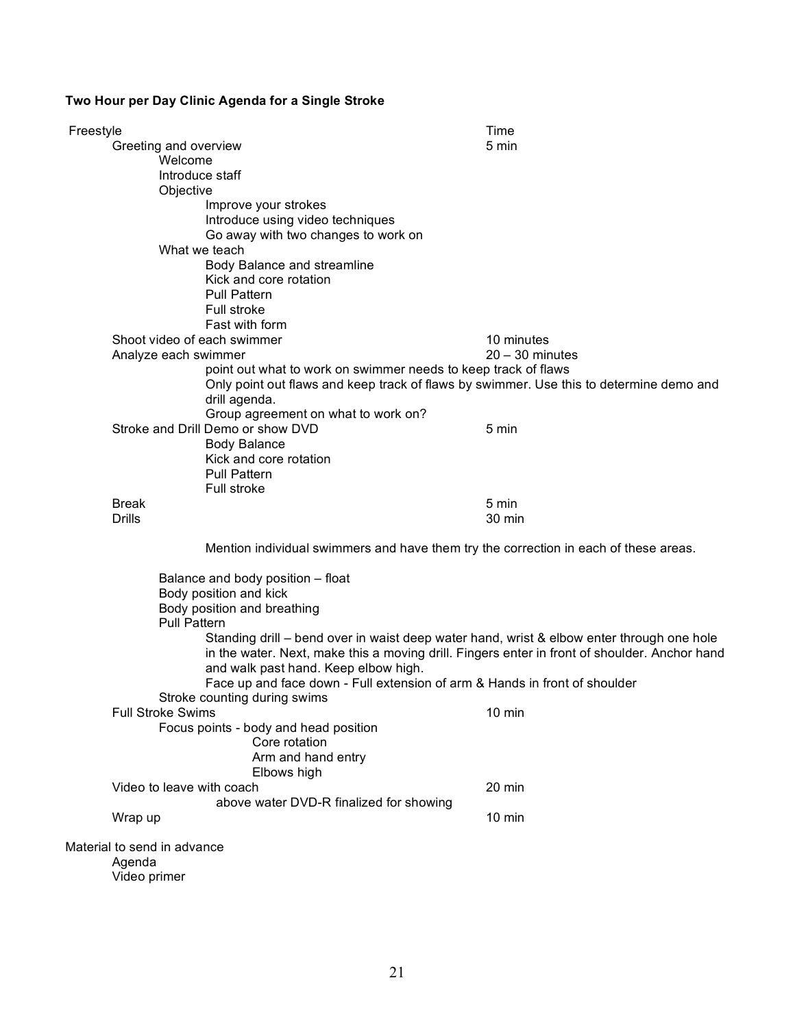**Two Hour per Day Clinic Agenda for a Single Stroke**

| Freestyle | Time |
|---|---|
| Greeting and overview | 5 min |

- Welcome
- Introduce staff
- Objective
  - Improve your strokes
  - Introduce using video techniques
  - Go away with two changes to work on
- What we teach
  - Body Balance and streamline
  - Kick and core rotation
  - Pull Pattern
  - Full stroke
  - Fast with form

| | |
|---|---|
| Shoot video of each swimmer | 10 minutes |
| Analyze each swimmer | 20 – 30 minutes |

- point out what to work on swimmer needs to keep track of flaws
- Only point out flaws and keep track of flaws by swimmer. Use this to determine demo and drill agenda.
- Group agreement on what to work on?

| | |
|---|---|
| Stroke and Drill Demo or show DVD | 5 min |

- Body Balance
- Kick and core rotation
- Pull Pattern
- Full stroke

| | |
|---|---|
| Break | 5 min |
| Drills | 30 min |

Mention individual swimmers and have them try the correction in each of these areas.

- Balance and body position – float
- Body position and kick
- Body position and breathing
- Pull Pattern
  - Standing drill – bend over in waist deep water hand, wrist & elbow enter through one hole in the water. Next, make this a moving drill. Fingers enter in front of shoulder. Anchor hand and walk past hand. Keep elbow high.
  - Face up and face down - Full extension of arm & Hands in front of shoulder
- Stroke counting during swims

| | |
|---|---|
| Full Stroke Swims | 10 min |

- Focus points - body and head position
  - Core rotation
  - Arm and hand entry
  - Elbows high

| | |
|---|---|
| Video to leave with coach | 20 min |

- above water DVD-R finalized for showing

| | |
|---|---|
| Wrap up | 10 min |

Material to send in advance

- Agenda
- Video primer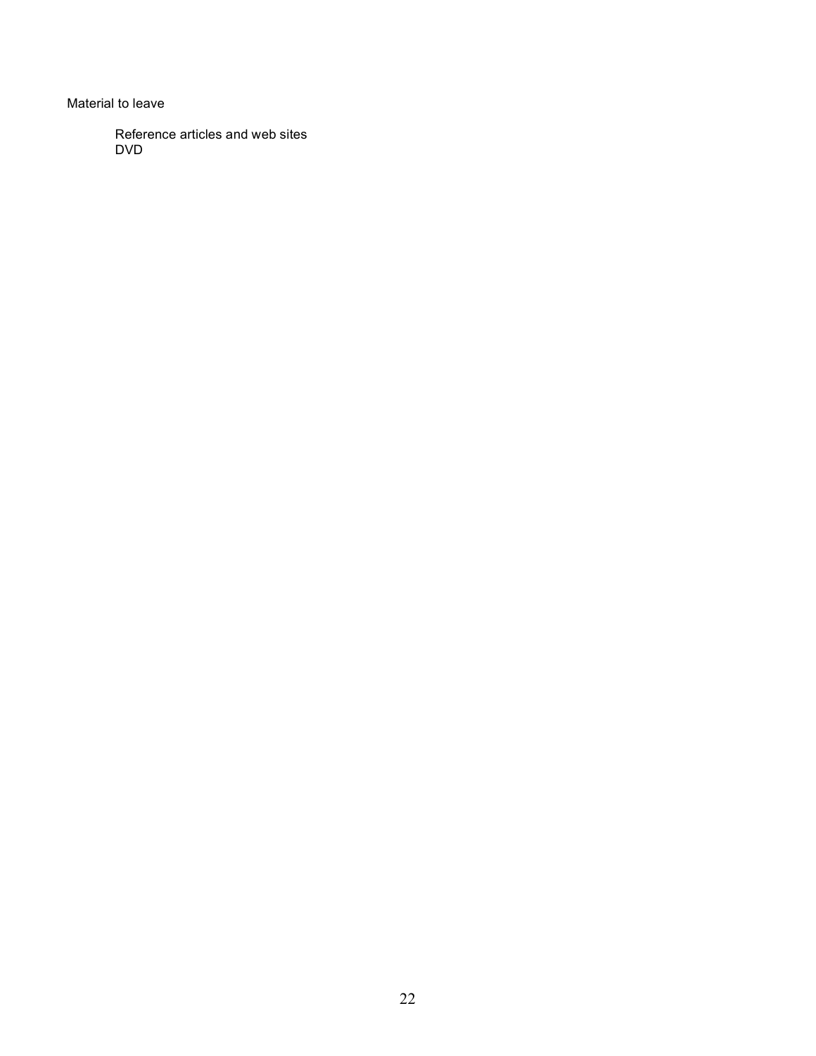Material to leave

- Reference articles and web sites
- DVD